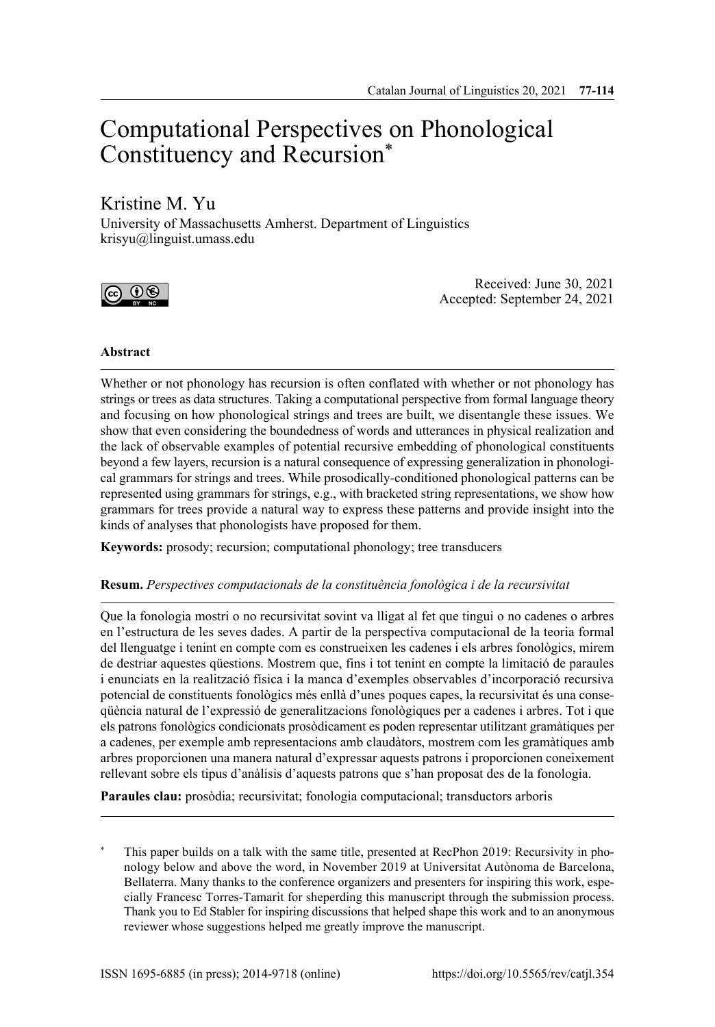# Computational Perspectives on Phonological Constituency and Recursion*

Kristine M. Yu
University of Massachusetts Amherst. Department of Linguistics
krisyu@linguist.umass.edu

Received: June 30, 2021
Accepted: September 24, 2021

### Abstract

Whether or not phonology has recursion is often conflated with whether or not phonology has strings or trees as data structures. Taking a computational perspective from formal language theory and focusing on how phonological strings and trees are built, we disentangle these issues. We show that even considering the boundedness of words and utterances in physical realization and the lack of observable examples of potential recursive embedding of phonological constituents beyond a few layers, recursion is a natural consequence of expressing generalization in phonological grammars for strings and trees. While prosodically-conditioned phonological patterns can be represented using grammars for strings, e.g., with bracketed string representations, we show how grammars for trees provide a natural way to express these patterns and provide insight into the kinds of analyses that phonologists have proposed for them.

**Keywords:** prosody; recursion; computational phonology; tree transducers

**Resum.** *Perspectives computacionals de la constituència fonològica i de la recursivitat*

Que la fonologia mostri o no recursivitat sovint va lligat al fet que tingui o no cadenes o arbres en l'estructura de les seves dades. A partir de la perspectiva computacional de la teoria formal del llenguatge i tenint en compte com es construeixen les cadenes i els arbres fonològics, mirem de destriar aquestes qüestions. Mostrem que, fins i tot tenint en compte la limitació de paraules i enunciats en la realització física i la manca d'exemples observables d'incorporació recursiva potencial de constituents fonològics més enllà d'unes poques capes, la recursivitat és una conseqüència natural de l'expressió de generalitzacions fonològiques per a cadenes i arbres. Tot i que els patrons fonològics condicionats prosòdicament es poden representar utilitzant gramàtiques per a cadenes, per exemple amb representacions amb claudàtors, mostrem com les gramàtiques amb arbres proporcionen una manera natural d'expressar aquests patrons i proporcionen coneixement rellevant sobre els tipus d'anàlisis d'aquests patrons que s'han proposat des de la fonologia.

**Paraules clau:** prosòdia; recursivitat; fonologia computacional; transductors arboris

---

\* This paper builds on a talk with the same title, presented at RecPhon 2019: Recursivity in phonology below and above the word, in November 2019 at Universitat Autònoma de Barcelona, Bellaterra. Many thanks to the conference organizers and presenters for inspiring this work, especially Francesc Torres-Tamarit for sheperding this manuscript through the submission process. Thank you to Ed Stabler for inspiring discussions that helped shape this work and to an anonymous reviewer whose suggestions helped me greatly improve the manuscript.

ISSN 1695-6885 (in press); 2014-9718 (online) https://doi.org/10.5565/rev/catjl.354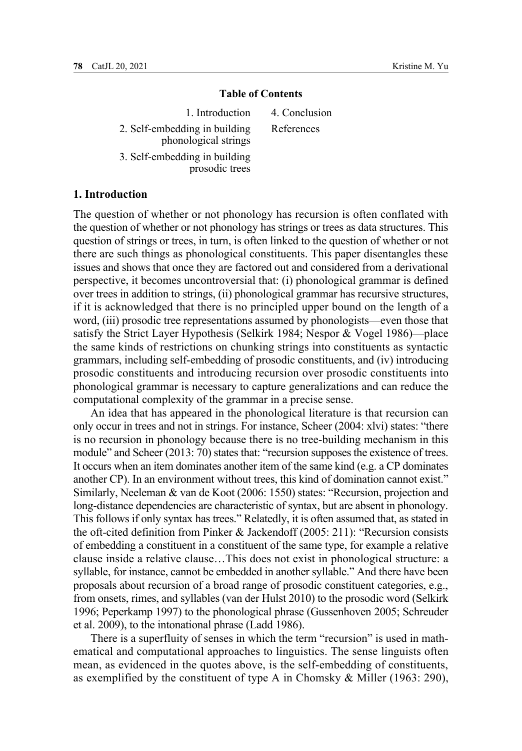**Table of Contents**

1. Introduction
2. Self-embedding in building phonological strings
3. Self-embedding in building prosodic trees
4. Conclusion

References

## 1. Introduction

The question of whether or not phonology has recursion is often conflated with the question of whether or not phonology has strings or trees as data structures. This question of strings or trees, in turn, is often linked to the question of whether or not there are such things as phonological constituents. This paper disentangles these issues and shows that once they are factored out and considered from a derivational perspective, it becomes uncontroversial that: (i) phonological grammar is defined over trees in addition to strings, (ii) phonological grammar has recursive structures, if it is acknowledged that there is no principled upper bound on the length of a word, (iii) prosodic tree representations assumed by phonologists—even those that satisfy the Strict Layer Hypothesis (Selkirk 1984; Nespor & Vogel 1986)—place the same kinds of restrictions on chunking strings into constituents as syntactic grammars, including self-embedding of prosodic constituents, and (iv) introducing prosodic constituents and introducing recursion over prosodic constituents into phonological grammar is necessary to capture generalizations and can reduce the computational complexity of the grammar in a precise sense.

An idea that has appeared in the phonological literature is that recursion can only occur in trees and not in strings. For instance, Scheer (2004: xlvi) states: "there is no recursion in phonology because there is no tree-building mechanism in this module" and Scheer (2013: 70) states that: "recursion supposes the existence of trees. It occurs when an item dominates another item of the same kind (e.g. a CP dominates another CP). In an environment without trees, this kind of domination cannot exist." Similarly, Neeleman & van de Koot (2006: 1550) states: "Recursion, projection and long-distance dependencies are characteristic of syntax, but are absent in phonology. This follows if only syntax has trees." Relatedly, it is often assumed that, as stated in the oft-cited definition from Pinker & Jackendoff (2005: 211): "Recursion consists of embedding a constituent in a constituent of the same type, for example a relative clause inside a relative clause…This does not exist in phonological structure: a syllable, for instance, cannot be embedded in another syllable." And there have been proposals about recursion of a broad range of prosodic constituent categories, e.g., from onsets, rimes, and syllables (van der Hulst 2010) to the prosodic word (Selkirk 1996; Peperkamp 1997) to the phonological phrase (Gussenhoven 2005; Schreuder et al. 2009), to the intonational phrase (Ladd 1986).

There is a superfluity of senses in which the term "recursion" is used in mathematical and computational approaches to linguistics. The sense linguists often mean, as evidenced in the quotes above, is the self-embedding of constituents, as exemplified by the constituent of type A in Chomsky & Miller (1963: 290),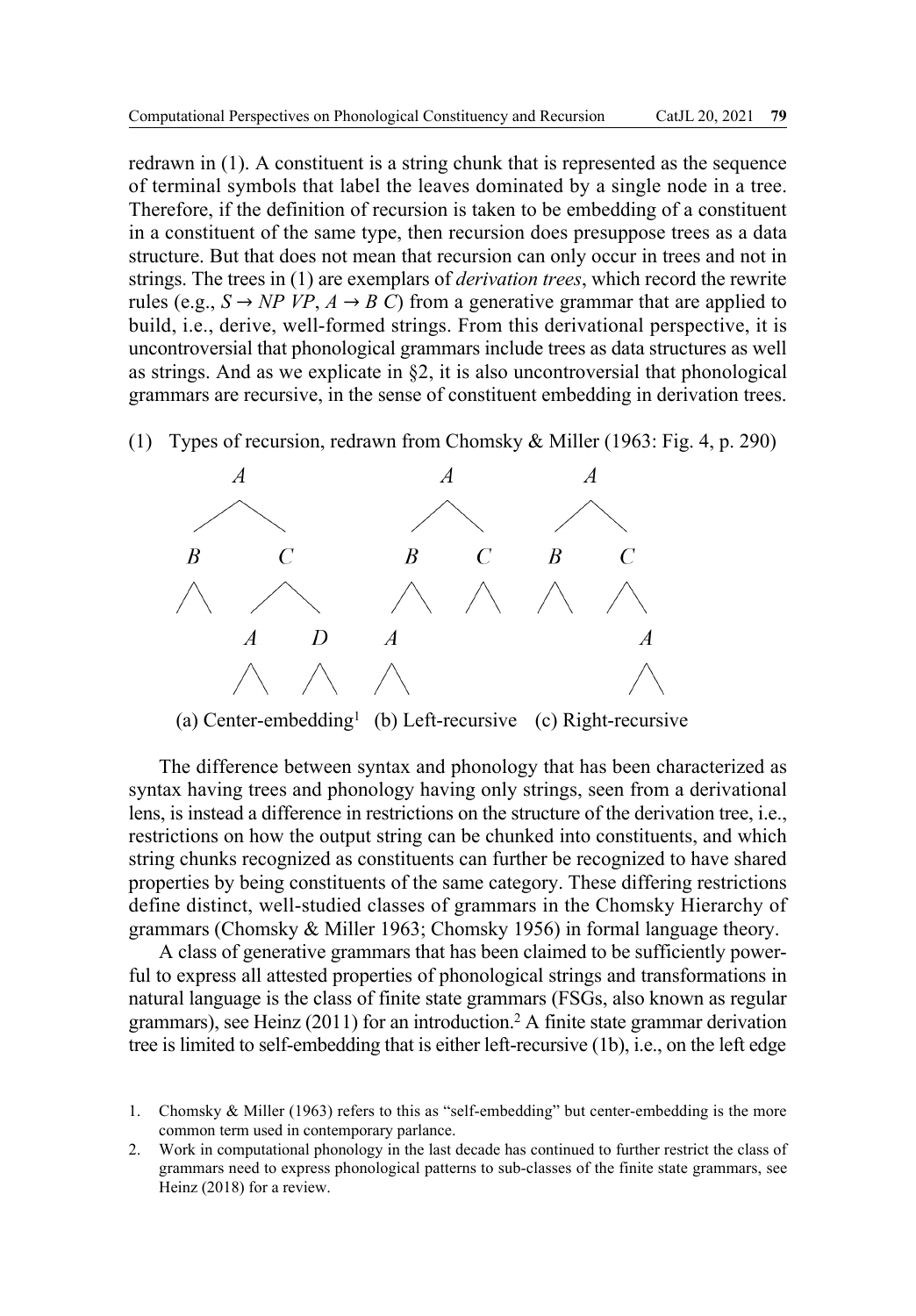redrawn in (1). A constituent is a string chunk that is represented as the sequence of terminal symbols that label the leaves dominated by a single node in a tree. Therefore, if the definition of recursion is taken to be embedding of a constituent in a constituent of the same type, then recursion does presuppose trees as a data structure. But that does not mean that recursion can only occur in trees and not in strings. The trees in (1) are exemplars of *derivation trees*, which record the rewrite rules (e.g., $S \rightarrow NP\ VP$, $A \rightarrow B\ C$) from a generative grammar that are applied to build, i.e., derive, well-formed strings. From this derivational perspective, it is uncontroversial that phonological grammars include trees as data structures as well as strings. And as we explicate in §2, it is also uncontroversial that phonological grammars are recursive, in the sense of constituent embedding in derivation trees.

(1) Types of recursion, redrawn from Chomsky & Miller (1963: Fig. 4, p. 290)

(a) Center-embedding[1] (b) Left-recursive (c) Right-recursive

The difference between syntax and phonology that has been characterized as syntax having trees and phonology having only strings, seen from a derivational lens, is instead a difference in restrictions on the structure of the derivation tree, i.e., restrictions on how the output string can be chunked into constituents, and which string chunks recognized as constituents can further be recognized to have shared properties by being constituents of the same category. These differing restrictions define distinct, well-studied classes of grammars in the Chomsky Hierarchy of grammars (Chomsky & Miller 1963; Chomsky 1956) in formal language theory.

A class of generative grammars that has been claimed to be sufficiently powerful to express all attested properties of phonological strings and transformations in natural language is the class of finite state grammars (FSGs, also known as regular grammars), see Heinz (2011) for an introduction.[2] A finite state grammar derivation tree is limited to self-embedding that is either left-recursive (1b), i.e., on the left edge

1. Chomsky & Miller (1963) refers to this as "self-embedding" but center-embedding is the more common term used in contemporary parlance.
2. Work in computational phonology in the last decade has continued to further restrict the class of grammars need to express phonological patterns to sub-classes of the finite state grammars, see Heinz (2018) for a review.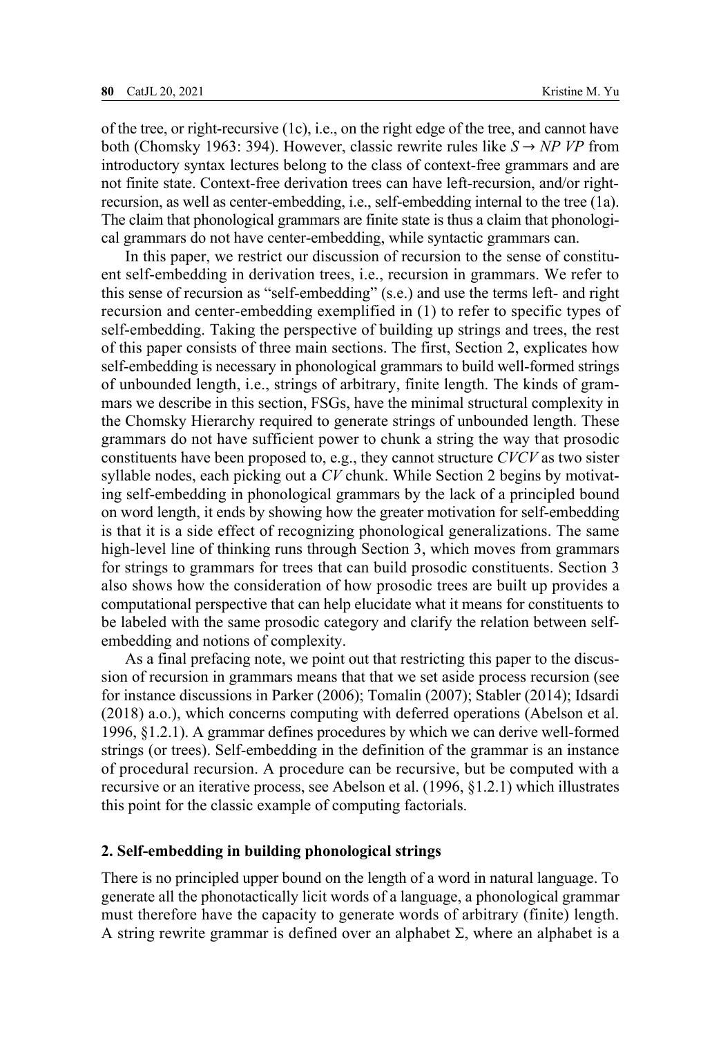of the tree, or right-recursive (1c), i.e., on the right edge of the tree, and cannot have both (Chomsky 1963: 394). However, classic rewrite rules like *S* → *NP VP* from introductory syntax lectures belong to the class of context-free grammars and are not finite state. Context-free derivation trees can have left-recursion, and/or right-recursion, as well as center-embedding, i.e., self-embedding internal to the tree (1a). The claim that phonological grammars are finite state is thus a claim that phonological grammars do not have center-embedding, while syntactic grammars can.

In this paper, we restrict our discussion of recursion to the sense of constituent self-embedding in derivation trees, i.e., recursion in grammars. We refer to this sense of recursion as "self-embedding" (s.e.) and use the terms left- and right recursion and center-embedding exemplified in (1) to refer to specific types of self-embedding. Taking the perspective of building up strings and trees, the rest of this paper consists of three main sections. The first, Section 2, explicates how self-embedding is necessary in phonological grammars to build well-formed strings of unbounded length, i.e., strings of arbitrary, finite length. The kinds of grammars we describe in this section, FSGs, have the minimal structural complexity in the Chomsky Hierarchy required to generate strings of unbounded length. These grammars do not have sufficient power to chunk a string the way that prosodic constituents have been proposed to, e.g., they cannot structure *CVCV* as two sister syllable nodes, each picking out a *CV* chunk. While Section 2 begins by motivating self-embedding in phonological grammars by the lack of a principled bound on word length, it ends by showing how the greater motivation for self-embedding is that it is a side effect of recognizing phonological generalizations. The same high-level line of thinking runs through Section 3, which moves from grammars for strings to grammars for trees that can build prosodic constituents. Section 3 also shows how the consideration of how prosodic trees are built up provides a computational perspective that can help elucidate what it means for constituents to be labeled with the same prosodic category and clarify the relation between self-embedding and notions of complexity.

As a final prefacing note, we point out that restricting this paper to the discussion of recursion in grammars means that that we set aside process recursion (see for instance discussions in Parker (2006); Tomalin (2007); Stabler (2014); Idsardi (2018) a.o.), which concerns computing with deferred operations (Abelson et al. 1996, §1.2.1). A grammar defines procedures by which we can derive well-formed strings (or trees). Self-embedding in the definition of the grammar is an instance of procedural recursion. A procedure can be recursive, but be computed with a recursive or an iterative process, see Abelson et al. (1996, §1.2.1) which illustrates this point for the classic example of computing factorials.

## 2. Self-embedding in building phonological strings

There is no principled upper bound on the length of a word in natural language. To generate all the phonotactically licit words of a language, a phonological grammar must therefore have the capacity to generate words of arbitrary (finite) length. A string rewrite grammar is defined over an alphabet $\Sigma$, where an alphabet is a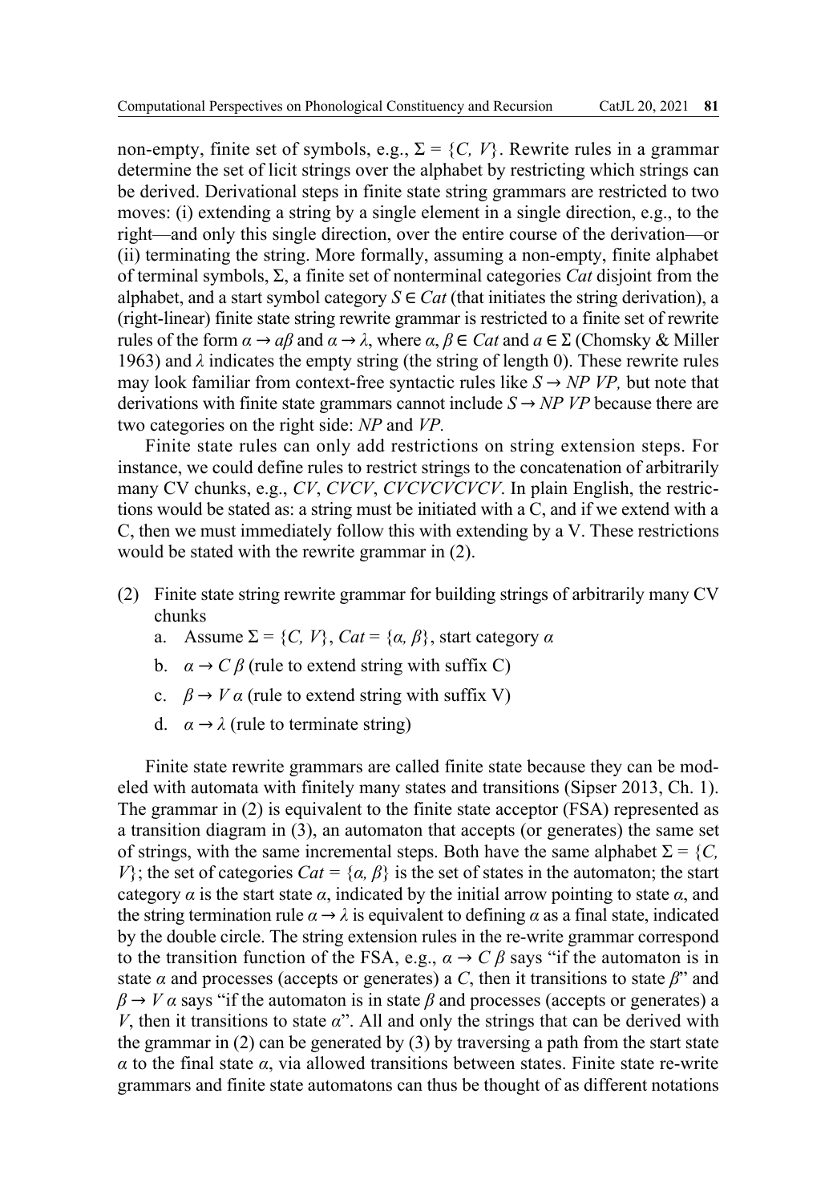non-empty, finite set of symbols, e.g., $\Sigma = \{C, V\}$. Rewrite rules in a grammar determine the set of licit strings over the alphabet by restricting which strings can be derived. Derivational steps in finite state string grammars are restricted to two moves: (i) extending a string by a single element in a single direction, e.g., to the right—and only this single direction, over the entire course of the derivation—or (ii) terminating the string. More formally, assuming a non-empty, finite alphabet of terminal symbols, $\Sigma$, a finite set of nonterminal categories *Cat* disjoint from the alphabet, and a start symbol category $S \in Cat$ (that initiates the string derivation), a (right-linear) finite state string rewrite grammar is restricted to a finite set of rewrite rules of the form $\alpha \rightarrow a\beta$ and $\alpha \rightarrow \lambda$, where $\alpha, \beta \in Cat$ and $a \in \Sigma$ (Chomsky & Miller 1963) and $\lambda$ indicates the empty string (the string of length 0). These rewrite rules may look familiar from context-free syntactic rules like $S \rightarrow NP\ VP$, but note that derivations with finite state grammars cannot include $S \rightarrow NP\ VP$ because there are two categories on the right side: *NP* and *VP.*

Finite state rules can only add restrictions on string extension steps. For instance, we could define rules to restrict strings to the concatenation of arbitrarily many CV chunks, e.g., *CV*, *CVCV*, *CVCVCVCVCV*. In plain English, the restrictions would be stated as: a string must be initiated with a C, and if we extend with a C, then we must immediately follow this with extending by a V. These restrictions would be stated with the rewrite grammar in (2).

(2) Finite state string rewrite grammar for building strings of arbitrarily many CV chunks
   a. Assume $\Sigma = \{C, V\}$, $Cat = \{\alpha, \beta\}$, start category $\alpha$
   b. $\alpha \rightarrow C\ \beta$ (rule to extend string with suffix C)
   c. $\beta \rightarrow V\ \alpha$ (rule to extend string with suffix V)
   d. $\alpha \rightarrow \lambda$ (rule to terminate string)

Finite state rewrite grammars are called finite state because they can be modeled with automata with finitely many states and transitions (Sipser 2013, Ch. 1). The grammar in (2) is equivalent to the finite state acceptor (FSA) represented as a transition diagram in (3), an automaton that accepts (or generates) the same set of strings, with the same incremental steps. Both have the same alphabet $\Sigma = \{C, V\}$; the set of categories $Cat = \{\alpha, \beta\}$ is the set of states in the automaton; the start category $\alpha$ is the start state $\alpha$, indicated by the initial arrow pointing to state $\alpha$, and the string termination rule $\alpha \rightarrow \lambda$ is equivalent to defining $\alpha$ as a final state, indicated by the double circle. The string extension rules in the re-write grammar correspond to the transition function of the FSA, e.g., $\alpha \rightarrow C\ \beta$ says "if the automaton is in state $\alpha$ and processes (accepts or generates) a $C$, then it transitions to state $\beta$" and $\beta \rightarrow V\ \alpha$ says "if the automaton is in state $\beta$ and processes (accepts or generates) a $V$, then it transitions to state $\alpha$". All and only the strings that can be derived with the grammar in (2) can be generated by (3) by traversing a path from the start state $\alpha$ to the final state $\alpha$, via allowed transitions between states. Finite state re-write grammars and finite state automatons can thus be thought of as different notations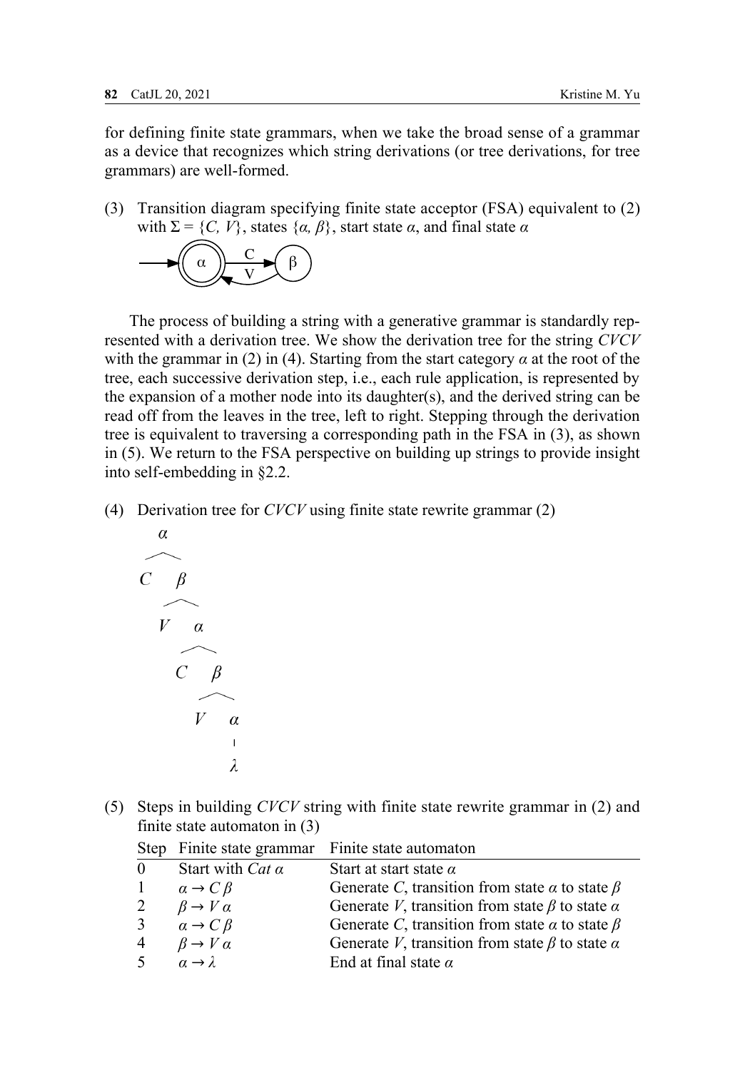for defining finite state grammars, when we take the broad sense of a grammar as a device that recognizes which string derivations (or tree derivations, for tree grammars) are well-formed.

(3) Transition diagram specifying finite state acceptor (FSA) equivalent to (2) with $\Sigma = \{C, V\}$, states $\{\alpha, \beta\}$, start state $\alpha$, and final state $\alpha$

The process of building a string with a generative grammar is standardly represented with a derivation tree. We show the derivation tree for the string *CVCV* with the grammar in (2) in (4). Starting from the start category $\alpha$ at the root of the tree, each successive derivation step, i.e., each rule application, is represented by the expansion of a mother node into its daughter(s), and the derived string can be read off from the leaves in the tree, left to right. Stepping through the derivation tree is equivalent to traversing a corresponding path in the FSA in (3), as shown in (5). We return to the FSA perspective on building up strings to provide insight into self-embedding in §2.2.

(4) Derivation tree for *CVCV* using finite state rewrite grammar (2)

(5) Steps in building *CVCV* string with finite state rewrite grammar in (2) and finite state automaton in (3)

| Step | Finite state grammar | Finite state automaton |
|---|---|---|
| 0 | Start with *Cat* $\alpha$ | Start at start state $\alpha$ |
| 1 | $\alpha \rightarrow C\,\beta$ | Generate *C*, transition from state $\alpha$ to state $\beta$ |
| 2 | $\beta \rightarrow V\,\alpha$ | Generate *V*, transition from state $\beta$ to state $\alpha$ |
| 3 | $\alpha \rightarrow C\,\beta$ | Generate *C*, transition from state $\alpha$ to state $\beta$ |
| 4 | $\beta \rightarrow V\,\alpha$ | Generate *V*, transition from state $\beta$ to state $\alpha$ |
| 5 | $\alpha \rightarrow \lambda$ | End at final state $\alpha$ |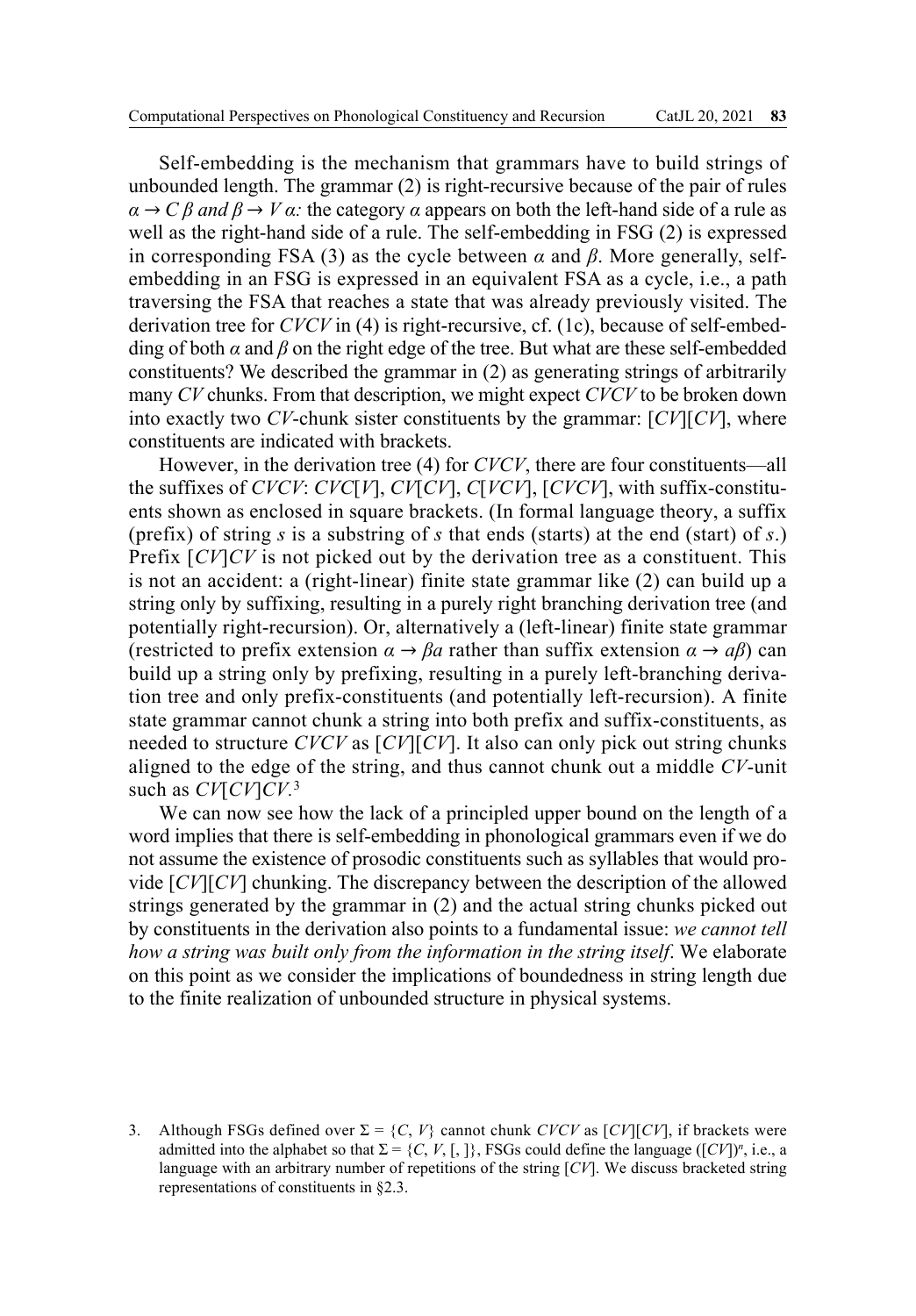Self-embedding is the mechanism that grammars have to build strings of unbounded length. The grammar (2) is right-recursive because of the pair of rules $\alpha \rightarrow C\,\beta$ *and* $\beta \rightarrow V\,\alpha$*:* the category $\alpha$ appears on both the left-hand side of a rule as well as the right-hand side of a rule. The self-embedding in FSG (2) is expressed in corresponding FSA (3) as the cycle between $\alpha$ and $\beta$. More generally, self-embedding in an FSG is expressed in an equivalent FSA as a cycle, i.e., a path traversing the FSA that reaches a state that was already previously visited. The derivation tree for *CVCV* in (4) is right-recursive, cf. (1c), because of self-embedding of both $\alpha$ and $\beta$ on the right edge of the tree. But what are these self-embedded constituents? We described the grammar in (2) as generating strings of arbitrarily many *CV* chunks. From that description, we might expect *CVCV* to be broken down into exactly two *CV*-chunk sister constituents by the grammar: [*CV*][*CV*], where constituents are indicated with brackets.

However, in the derivation tree (4) for *CVCV*, there are four constituents—all the suffixes of *CVCV*: *CVC*[*V*], *CV*[*CV*], *C*[*VCV*], [*CVCV*], with suffix-constituents shown as enclosed in square brackets. (In formal language theory, a suffix (prefix) of string *s* is a substring of *s* that ends (starts) at the end (start) of *s*.) Prefix [*CV*]*CV* is not picked out by the derivation tree as a constituent. This is not an accident: a (right-linear) finite state grammar like (2) can build up a string only by suffixing, resulting in a purely right branching derivation tree (and potentially right-recursion). Or, alternatively a (left-linear) finite state grammar (restricted to prefix extension $\alpha \rightarrow \beta a$ rather than suffix extension $\alpha \rightarrow a\beta$) can build up a string only by prefixing, resulting in a purely left-branching derivation tree and only prefix-constituents (and potentially left-recursion). A finite state grammar cannot chunk a string into both prefix and suffix-constituents, as needed to structure *CVCV* as [*CV*][*CV*]. It also can only pick out string chunks aligned to the edge of the string, and thus cannot chunk out a middle *CV*-unit such as *CV*[*CV*]*CV*.[3]

We can now see how the lack of a principled upper bound on the length of a word implies that there is self-embedding in phonological grammars even if we do not assume the existence of prosodic constituents such as syllables that would provide [*CV*][*CV*] chunking. The discrepancy between the description of the allowed strings generated by the grammar in (2) and the actual string chunks picked out by constituents in the derivation also points to a fundamental issue: *we cannot tell how a string was built only from the information in the string itself*. We elaborate on this point as we consider the implications of boundedness in string length due to the finite realization of unbounded structure in physical systems.

3. Although FSGs defined over $\Sigma = \{C, V\}$ cannot chunk *CVCV* as [*CV*][*CV*], if brackets were admitted into the alphabet so that $\Sigma = \{C, V, [, ]\}$, FSGs could define the language $([CV])^n$, i.e., a language with an arbitrary number of repetitions of the string [*CV*]. We discuss bracketed string representations of constituents in §2.3.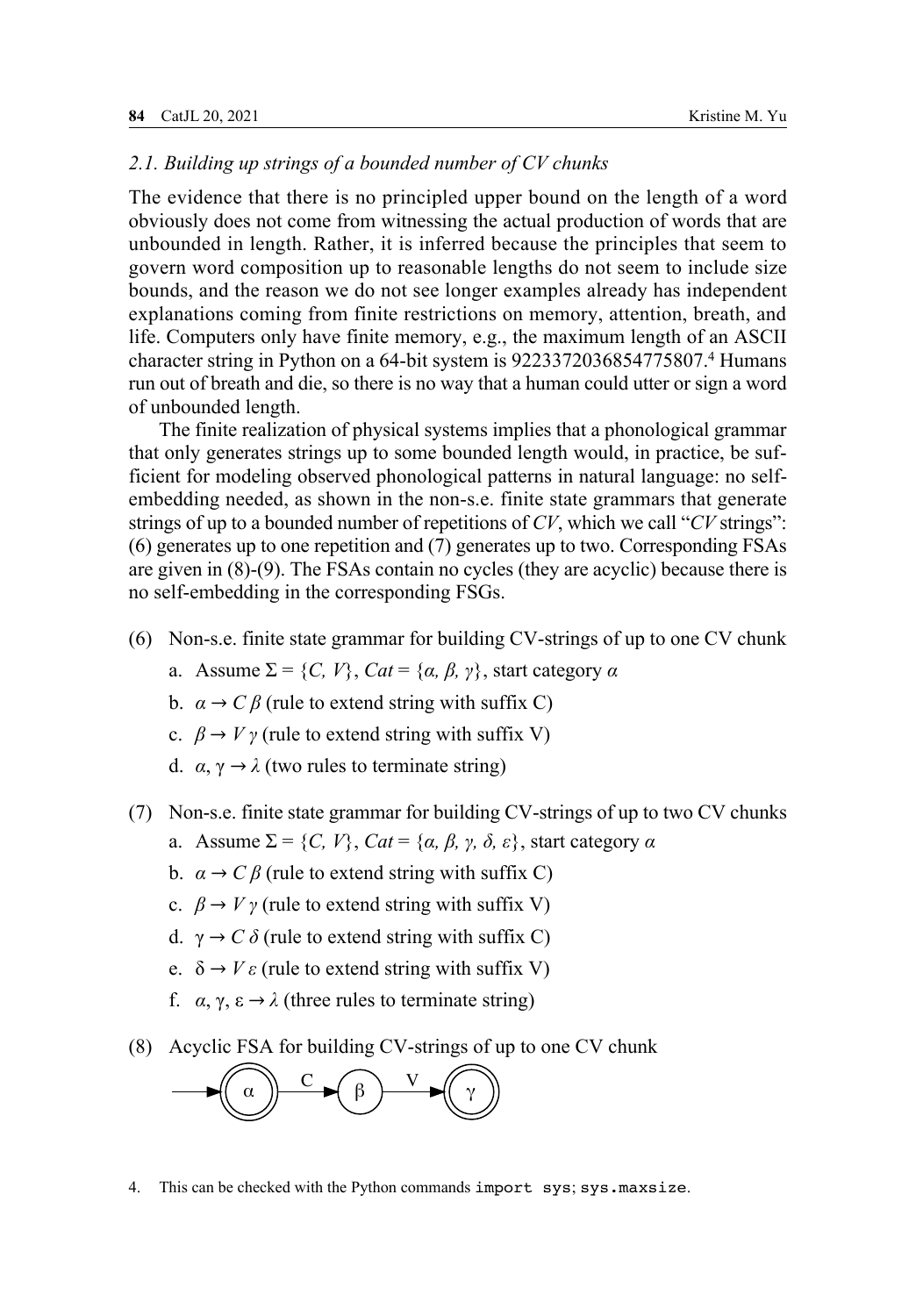### 2.1. Building up strings of a bounded number of CV chunks

The evidence that there is no principled upper bound on the length of a word obviously does not come from witnessing the actual production of words that are unbounded in length. Rather, it is inferred because the principles that seem to govern word composition up to reasonable lengths do not seem to include size bounds, and the reason we do not see longer examples already has independent explanations coming from finite restrictions on memory, attention, breath, and life. Computers only have finite memory, e.g., the maximum length of an ASCII character string in Python on a 64-bit system is 9223372036854775807.[4] Humans run out of breath and die, so there is no way that a human could utter or sign a word of unbounded length.

The finite realization of physical systems implies that a phonological grammar that only generates strings up to some bounded length would, in practice, be sufficient for modeling observed phonological patterns in natural language: no self-embedding needed, as shown in the non-s.e. finite state grammars that generate strings of up to a bounded number of repetitions of *CV*, which we call "*CV* strings": (6) generates up to one repetition and (7) generates up to two. Corresponding FSAs are given in (8)-(9). The FSAs contain no cycles (they are acyclic) because there is no self-embedding in the corresponding FSGs.

(6) Non-s.e. finite state grammar for building CV-strings of up to one CV chunk
  a. Assume $\Sigma = \{C, V\}$, $Cat = \{\alpha, \beta, \gamma\}$, start category $\alpha$
  b. $\alpha \rightarrow C\,\beta$ (rule to extend string with suffix C)
  c. $\beta \rightarrow V\,\gamma$ (rule to extend string with suffix V)
  d. $\alpha, \gamma \rightarrow \lambda$ (two rules to terminate string)

(7) Non-s.e. finite state grammar for building CV-strings of up to two CV chunks
  a. Assume $\Sigma = \{C, V\}$, $Cat = \{\alpha, \beta, \gamma, \delta, \varepsilon\}$, start category $\alpha$
  b. $\alpha \rightarrow C\,\beta$ (rule to extend string with suffix C)
  c. $\beta \rightarrow V\,\gamma$ (rule to extend string with suffix V)
  d. $\gamma \rightarrow C\,\delta$ (rule to extend string with suffix C)
  e. $\delta \rightarrow V\,\varepsilon$ (rule to extend string with suffix V)
  f. $\alpha, \gamma, \varepsilon \rightarrow \lambda$ (three rules to terminate string)

(8) Acyclic FSA for building CV-strings of up to one CV chunk

$$\rightarrow (\!(\alpha)\!) \xrightarrow{C} (\beta) \xrightarrow{V} (\!(\gamma)\!)$$

4. This can be checked with the Python commands `import sys; sys.maxsize`.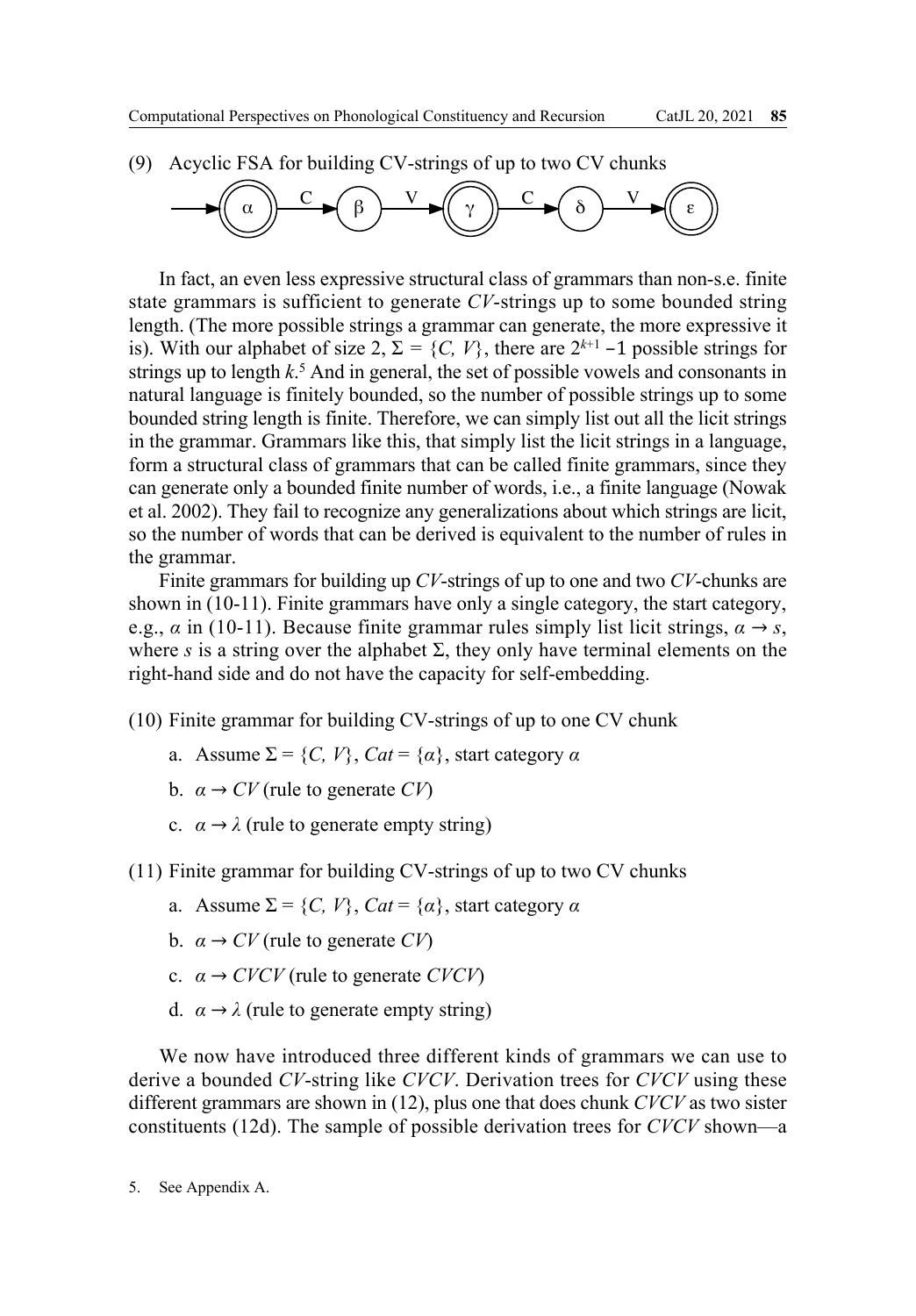(9) Acyclic FSA for building CV-strings of up to two CV chunks

In fact, an even less expressive structural class of grammars than non-s.e. finite state grammars is sufficient to generate *CV*-strings up to some bounded string length. (The more possible strings a grammar can generate, the more expressive it is). With our alphabet of size 2, $\Sigma = \{C, V\}$, there are $2^{k+1} - 1$ possible strings for strings up to length $k$.[5] And in general, the set of possible vowels and consonants in natural language is finitely bounded, so the number of possible strings up to some bounded string length is finite. Therefore, we can simply list out all the licit strings in the grammar. Grammars like this, that simply list the licit strings in a language, form a structural class of grammars that can be called finite grammars, since they can generate only a bounded finite number of words, i.e., a finite language (Nowak et al. 2002). They fail to recognize any generalizations about which strings are licit, so the number of words that can be derived is equivalent to the number of rules in the grammar.

Finite grammars for building up *CV*-strings of up to one and two *CV*-chunks are shown in (10-11). Finite grammars have only a single category, the start category, e.g., $\alpha$ in (10-11). Because finite grammar rules simply list licit strings, $\alpha \rightarrow s$, where $s$ is a string over the alphabet $\Sigma$, they only have terminal elements on the right-hand side and do not have the capacity for self-embedding.

(10) Finite grammar for building CV-strings of up to one CV chunk

a. Assume $\Sigma = \{C, V\}$, $Cat = \{\alpha\}$, start category $\alpha$

b. $\alpha \rightarrow CV$ (rule to generate *CV*)

c. $\alpha \rightarrow \lambda$ (rule to generate empty string)

(11) Finite grammar for building CV-strings of up to two CV chunks

a. Assume $\Sigma = \{C, V\}$, $Cat = \{\alpha\}$, start category $\alpha$

b. $\alpha \rightarrow CV$ (rule to generate *CV*)

c. $\alpha \rightarrow CVCV$ (rule to generate *CVCV*)

d. $\alpha \rightarrow \lambda$ (rule to generate empty string)

We now have introduced three different kinds of grammars we can use to derive a bounded *CV*-string like *CVCV*. Derivation trees for *CVCV* using these different grammars are shown in (12), plus one that does chunk *CVCV* as two sister constituents (12d). The sample of possible derivation trees for *CVCV* shown—a

5. See Appendix A.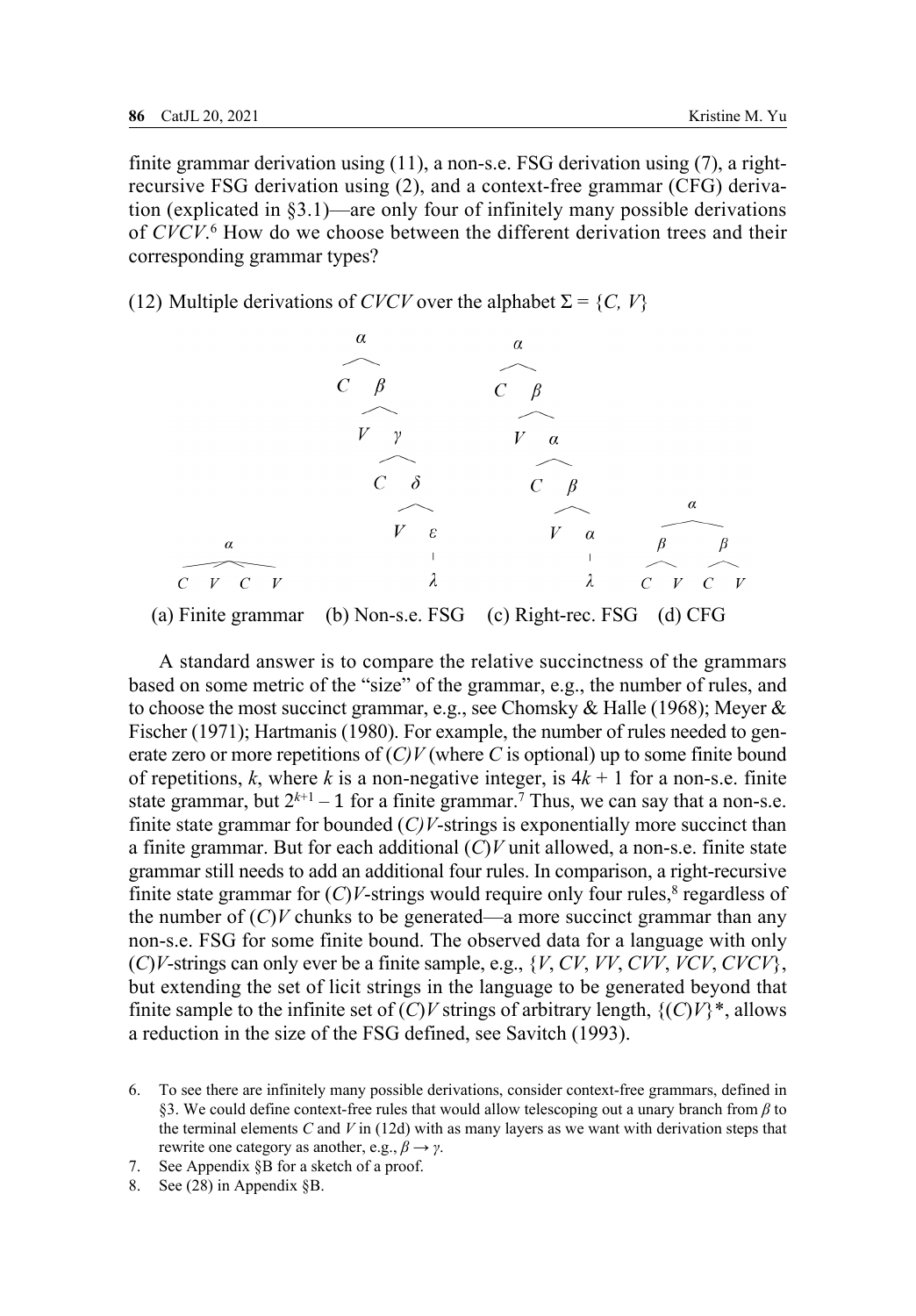finite grammar derivation using (11), a non-s.e. FSG derivation using (7), a right-recursive FSG derivation using (2), and a context-free grammar (CFG) derivation (explicated in §3.1)—are only four of infinitely many possible derivations of *CVCV*.[6] How do we choose between the different derivation trees and their corresponding grammar types?

(12) Multiple derivations of *CVCV* over the alphabet $\Sigma = \{C, V\}$

```
(a) Finite grammar:
        α
   ┌──┬──┬──┐
   C  V  C  V

(b) Non-s.e. FSG:
   α
   ├─ C
   └─ β
      ├─ V
      └─ γ
         ├─ C
         └─ δ
            ├─ V
            └─ ε
               └─ λ

(c) Right-rec. FSG:
   α
   ├─ C
   └─ β
      ├─ V
      └─ α
         ├─ C
         └─ β
            ├─ V
            └─ α
               └─ λ

(d) CFG:
          α
      ┌───┴───┐
      β       β
     ┌┴┐     ┌┴┐
     C V     C V
```

(a) Finite grammar (b) Non-s.e. FSG (c) Right-rec. FSG (d) CFG

A standard answer is to compare the relative succinctness of the grammars based on some metric of the "size" of the grammar, e.g., the number of rules, and to choose the most succinct grammar, e.g., see Chomsky & Halle (1968); Meyer & Fischer (1971); Hartmanis (1980). For example, the number of rules needed to generate zero or more repetitions of (*C*)*V* (where *C* is optional) up to some finite bound of repetitions, *k*, where *k* is a non-negative integer, is $4k + 1$ for a non-s.e. finite state grammar, but $2^{k+1} - 1$ for a finite grammar.[7] Thus, we can say that a non-s.e. finite state grammar for bounded (*C*)*V*-strings is exponentially more succinct than a finite grammar. But for each additional (*C*)*V* unit allowed, a non-s.e. finite state grammar still needs to add an additional four rules. In comparison, a right-recursive finite state grammar for (*C*)*V*-strings would require only four rules,[8] regardless of the number of (*C*)*V* chunks to be generated—a more succinct grammar than any non-s.e. FSG for some finite bound. The observed data for a language with only (*C*)*V*-strings can only ever be a finite sample, e.g., {*V*, *CV*, *VV*, *CVV*, *VCV*, *CVCV*}, but extending the set of licit strings in the language to be generated beyond that finite sample to the infinite set of (*C*)*V* strings of arbitrary length, {(*C*)*V*}*, allows a reduction in the size of the FSG defined, see Savitch (1993).

6. To see there are infinitely many possible derivations, consider context-free grammars, defined in §3. We could define context-free rules that would allow telescoping out a unary branch from $\beta$ to the terminal elements *C* and *V* in (12d) with as many layers as we want with derivation steps that rewrite one category as another, e.g., $\beta \rightarrow \gamma$.
7. See Appendix §B for a sketch of a proof.
8. See (28) in Appendix §B.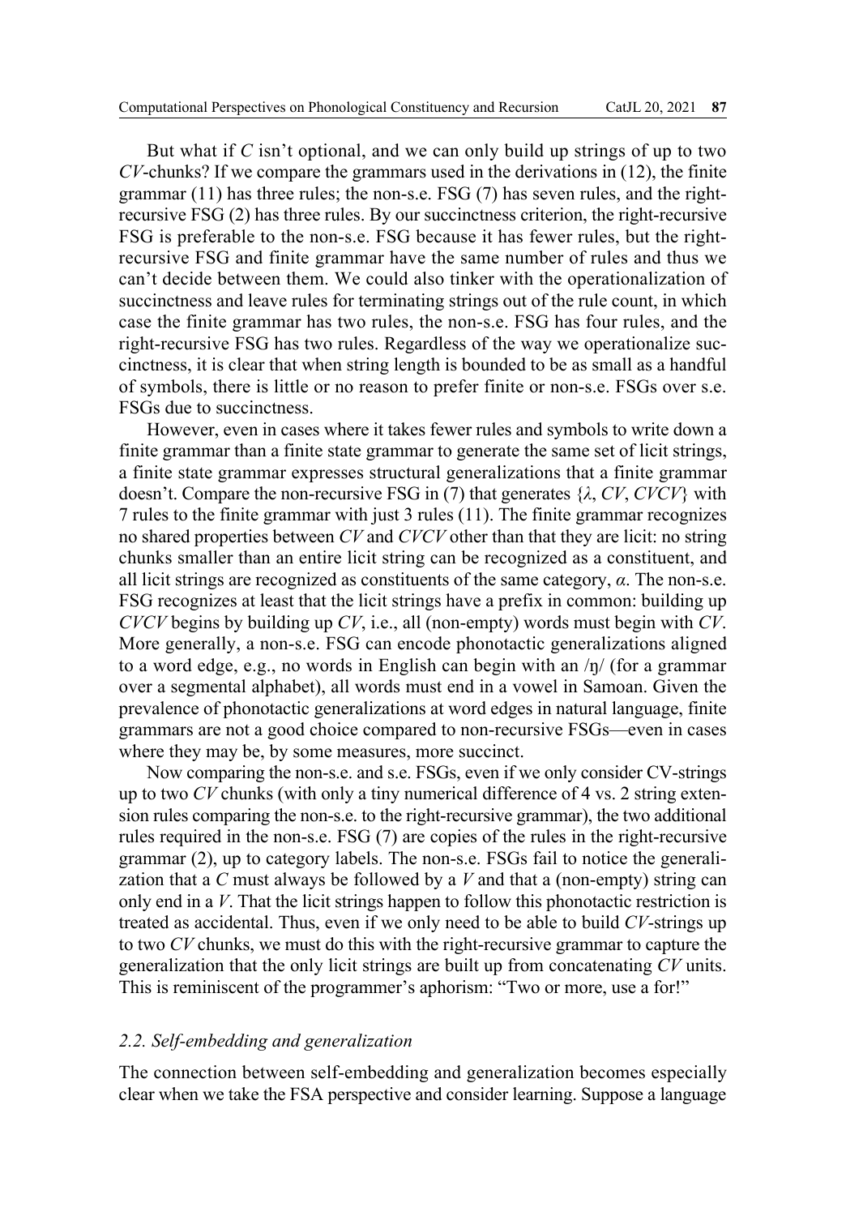But what if *C* isn't optional, and we can only build up strings of up to two *CV*-chunks? If we compare the grammars used in the derivations in (12), the finite grammar (11) has three rules; the non-s.e. FSG (7) has seven rules, and the right-recursive FSG (2) has three rules. By our succinctness criterion, the right-recursive FSG is preferable to the non-s.e. FSG because it has fewer rules, but the right-recursive FSG and finite grammar have the same number of rules and thus we can't decide between them. We could also tinker with the operationalization of succinctness and leave rules for terminating strings out of the rule count, in which case the finite grammar has two rules, the non-s.e. FSG has four rules, and the right-recursive FSG has two rules. Regardless of the way we operationalize succinctness, it is clear that when string length is bounded to be as small as a handful of symbols, there is little or no reason to prefer finite or non-s.e. FSGs over s.e. FSGs due to succinctness.

However, even in cases where it takes fewer rules and symbols to write down a finite grammar than a finite state grammar to generate the same set of licit strings, a finite state grammar expresses structural generalizations that a finite grammar doesn't. Compare the non-recursive FSG in (7) that generates {*λ*, *CV*, *CVCV*} with 7 rules to the finite grammar with just 3 rules (11). The finite grammar recognizes no shared properties between *CV* and *CVCV* other than that they are licit: no string chunks smaller than an entire licit string can be recognized as a constituent, and all licit strings are recognized as constituents of the same category, *α*. The non-s.e. FSG recognizes at least that the licit strings have a prefix in common: building up *CVCV* begins by building up *CV*, i.e., all (non-empty) words must begin with *CV*. More generally, a non-s.e. FSG can encode phonotactic generalizations aligned to a word edge, e.g., no words in English can begin with an /ŋ/ (for a grammar over a segmental alphabet), all words must end in a vowel in Samoan. Given the prevalence of phonotactic generalizations at word edges in natural language, finite grammars are not a good choice compared to non-recursive FSGs—even in cases where they may be, by some measures, more succinct.

Now comparing the non-s.e. and s.e. FSGs, even if we only consider CV-strings up to two *CV* chunks (with only a tiny numerical difference of 4 vs. 2 string extension rules comparing the non-s.e. to the right-recursive grammar), the two additional rules required in the non-s.e. FSG (7) are copies of the rules in the right-recursive grammar (2), up to category labels. The non-s.e. FSGs fail to notice the generalization that a *C* must always be followed by a *V* and that a (non-empty) string can only end in a *V*. That the licit strings happen to follow this phonotactic restriction is treated as accidental. Thus, even if we only need to be able to build *CV*-strings up to two *CV* chunks, we must do this with the right-recursive grammar to capture the generalization that the only licit strings are built up from concatenating *CV* units. This is reminiscent of the programmer's aphorism: "Two or more, use a for!"

### *2.2. Self-embedding and generalization*

The connection between self-embedding and generalization becomes especially clear when we take the FSA perspective and consider learning. Suppose a language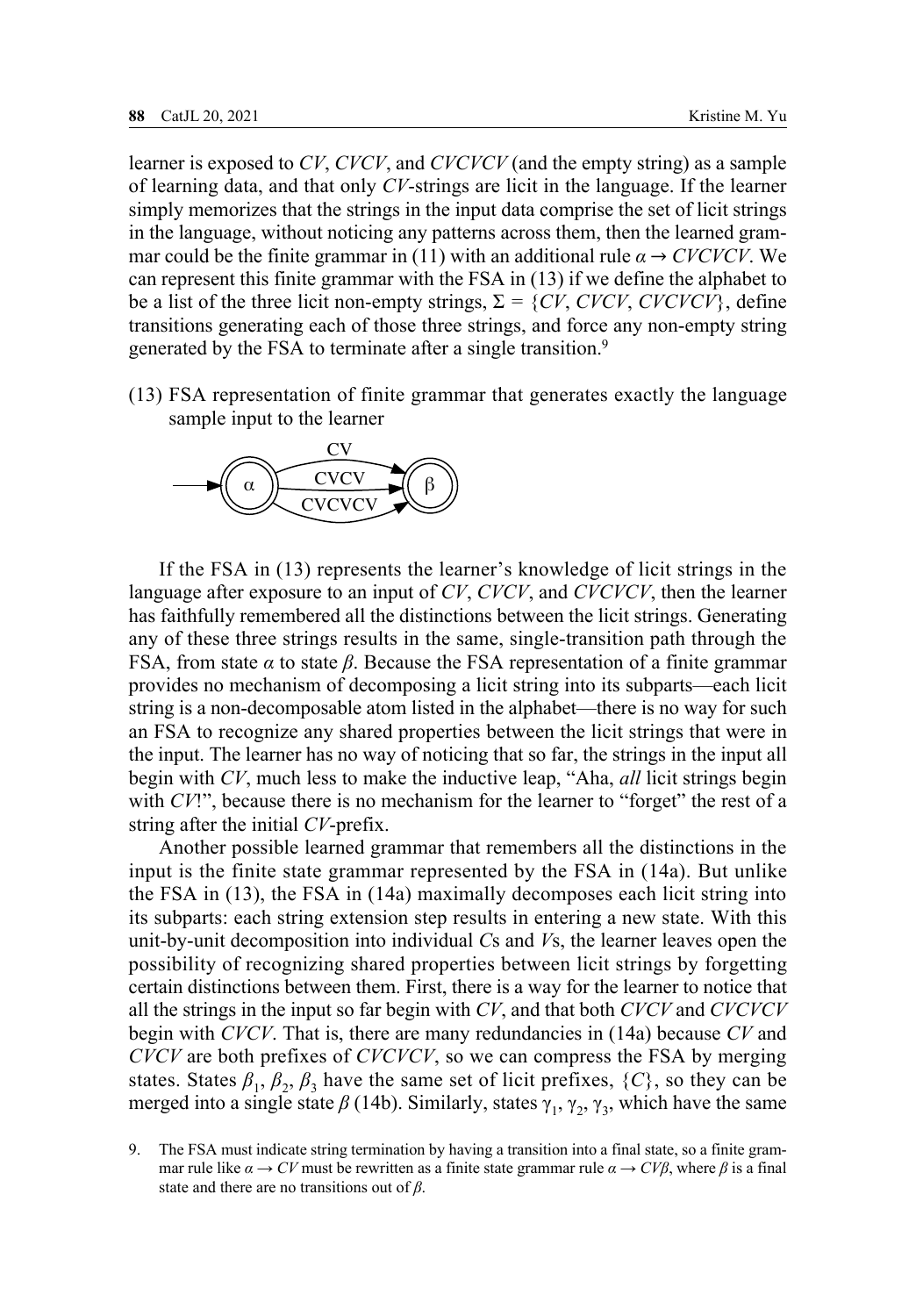learner is exposed to *CV*, *CVCV*, and *CVCVCV* (and the empty string) as a sample of learning data, and that only *CV*-strings are licit in the language. If the learner simply memorizes that the strings in the input data comprise the set of licit strings in the language, without noticing any patterns across them, then the learned grammar could be the finite grammar in (11) with an additional rule $\alpha \rightarrow CVCVCV$. We can represent this finite grammar with the FSA in (13) if we define the alphabet to be a list of the three licit non-empty strings, $\Sigma = \{CV, CVCV, CVCVCV\}$, define transitions generating each of those three strings, and force any non-empty string generated by the FSA to terminate after a single transition.[9]

(13) FSA representation of finite grammar that generates exactly the language sample input to the learner

If the FSA in (13) represents the learner's knowledge of licit strings in the language after exposure to an input of *CV*, *CVCV*, and *CVCVCV*, then the learner has faithfully remembered all the distinctions between the licit strings. Generating any of these three strings results in the same, single-transition path through the FSA, from state $\alpha$ to state $\beta$. Because the FSA representation of a finite grammar provides no mechanism of decomposing a licit string into its subparts—each licit string is a non-decomposable atom listed in the alphabet—there is no way for such an FSA to recognize any shared properties between the licit strings that were in the input. The learner has no way of noticing that so far, the strings in the input all begin with *CV*, much less to make the inductive leap, "Aha, *all* licit strings begin with *CV*!", because there is no mechanism for the learner to "forget" the rest of a string after the initial *CV*-prefix.

Another possible learned grammar that remembers all the distinctions in the input is the finite state grammar represented by the FSA in (14a). But unlike the FSA in (13), the FSA in (14a) maximally decomposes each licit string into its subparts: each string extension step results in entering a new state. With this unit-by-unit decomposition into individual *C*s and *V*s, the learner leaves open the possibility of recognizing shared properties between licit strings by forgetting certain distinctions between them. First, there is a way for the learner to notice that all the strings in the input so far begin with *CV*, and that both *CVCV* and *CVCVCV* begin with *CVCV*. That is, there are many redundancies in (14a) because *CV* and *CVCV* are both prefixes of *CVCVCV*, so we can compress the FSA by merging states. States $\beta_1$, $\beta_2$, $\beta_3$ have the same set of licit prefixes, $\{C\}$, so they can be merged into a single state $\beta$ (14b). Similarly, states $\gamma_1$, $\gamma_2$, $\gamma_3$, which have the same

9. The FSA must indicate string termination by having a transition into a final state, so a finite grammar rule like $\alpha \rightarrow CV$ must be rewritten as a finite state grammar rule $\alpha \rightarrow CV\beta$, where $\beta$ is a final state and there are no transitions out of $\beta$.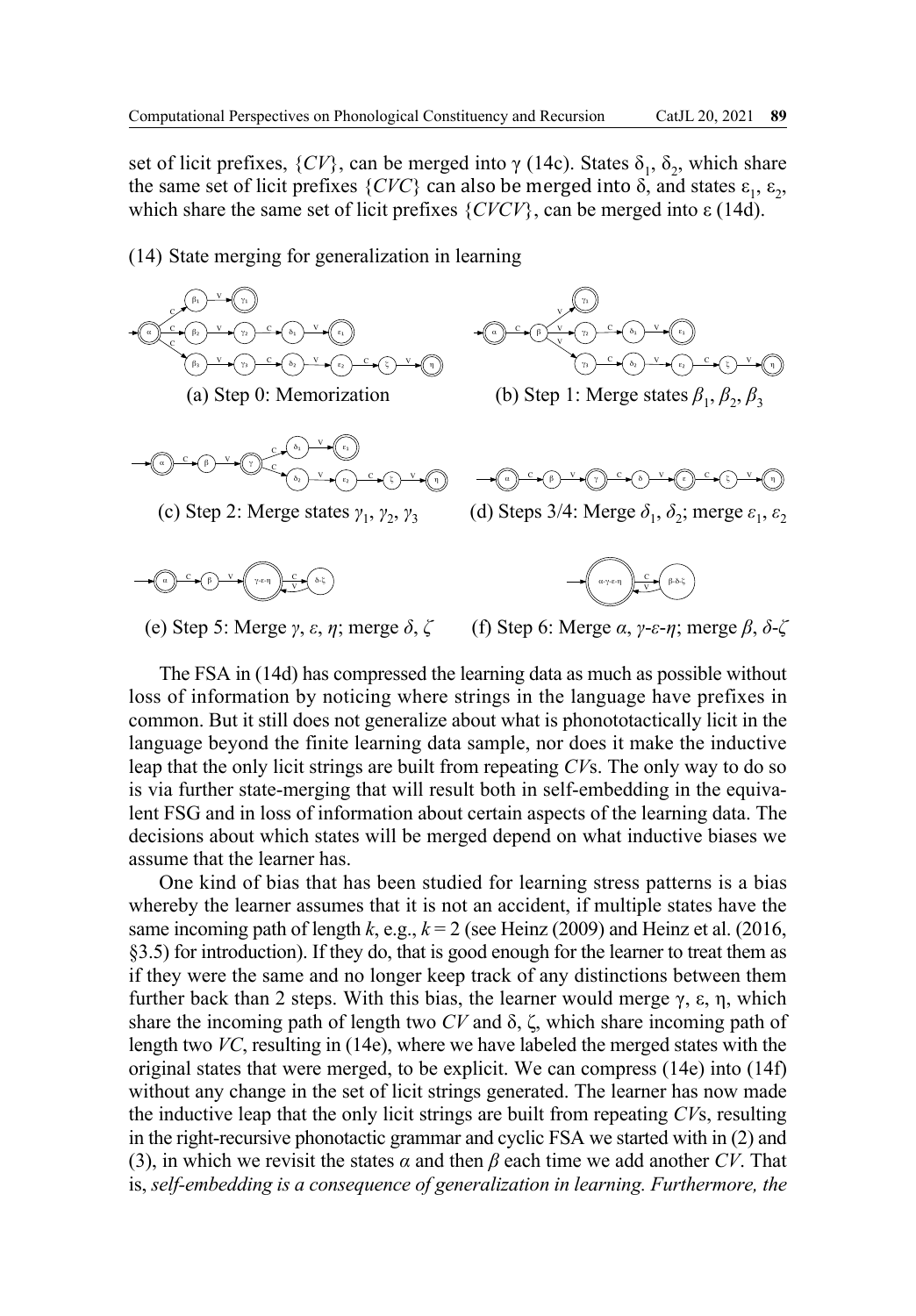set of licit prefixes, {*CV*}, can be merged into γ (14c). States $\delta_1$, $\delta_2$, which share the same set of licit prefixes {*CVC*} can also be merged into δ, and states $\varepsilon_1$, $\varepsilon_2$, which share the same set of licit prefixes {*CVCV*}, can be merged into ε (14d).

(14) State merging for generalization in learning

(a) Step 0: Memorization

(b) Step 1: Merge states $\beta_1$, $\beta_2$, $\beta_3$

(c) Step 2: Merge states $\gamma_1$, $\gamma_2$, $\gamma_3$

(d) Steps 3/4: Merge $\delta_1$, $\delta_2$; merge $\varepsilon_1$, $\varepsilon_2$

(e) Step 5: Merge *γ*, *ε*, *η*; merge *δ*, *ζ*

(f) Step 6: Merge *α*, *γ-ε-η*; merge *β*, *δ-ζ*

The FSA in (14d) has compressed the learning data as much as possible without loss of information by noticing where strings in the language have prefixes in common. But it still does not generalize about what is phonotactically licit in the language beyond the finite learning data sample, nor does it make the inductive leap that the only licit strings are built from repeating *CV*s. The only way to do so is via further state-merging that will result both in self-embedding in the equivalent FSG and in loss of information about certain aspects of the learning data. The decisions about which states will be merged depend on what inductive biases we assume that the learner has.

One kind of bias that has been studied for learning stress patterns is a bias whereby the learner assumes that it is not an accident, if multiple states have the same incoming path of length *k*, e.g., *k* = 2 (see Heinz (2009) and Heinz et al. (2016, §3.5) for introduction). If they do, that is good enough for the learner to treat them as if they were the same and no longer keep track of any distinctions between them further back than 2 steps. With this bias, the learner would merge γ, ε, η, which share the incoming path of length two *CV* and δ, ζ, which share incoming path of length two *VC*, resulting in (14e), where we have labeled the merged states with the original states that were merged, to be explicit. We can compress (14e) into (14f) without any change in the set of licit strings generated. The learner has now made the inductive leap that the only licit strings are built from repeating *CV*s, resulting in the right-recursive phonotactic grammar and cyclic FSA we started with in (2) and (3), in which we revisit the states *α* and then *β* each time we add another *CV*. That is, *self-embedding is a consequence of generalization in learning. Furthermore, the*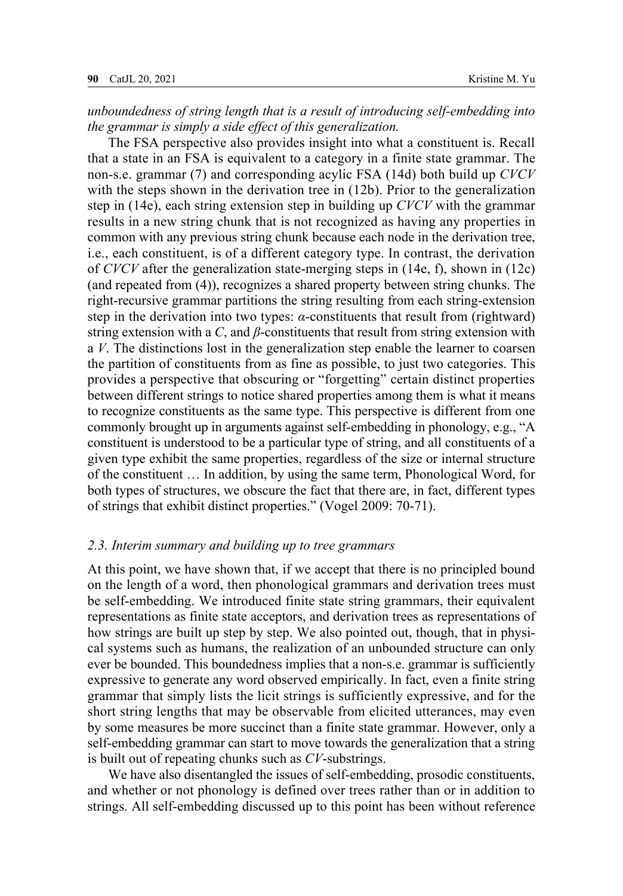*unboundedness of string length that is a result of introducing self-embedding into the grammar is simply a side effect of this generalization.*

The FSA perspective also provides insight into what a constituent is. Recall that a state in an FSA is equivalent to a category in a finite state grammar. The non-s.e. grammar (7) and corresponding acylic FSA (14d) both build up *CVCV* with the steps shown in the derivation tree in (12b). Prior to the generalization step in (14e), each string extension step in building up *CVCV* with the grammar results in a new string chunk that is not recognized as having any properties in common with any previous string chunk because each node in the derivation tree, i.e., each constituent, is of a different category type. In contrast, the derivation of *CVCV* after the generalization state-merging steps in (14e, f), shown in (12c) (and repeated from (4)), recognizes a shared property between string chunks. The right-recursive grammar partitions the string resulting from each string-extension step in the derivation into two types: *α*-constituents that result from (rightward) string extension with a *C*, and *β*-constituents that result from string extension with a *V*. The distinctions lost in the generalization step enable the learner to coarsen the partition of constituents from as fine as possible, to just two categories. This provides a perspective that obscuring or "forgetting" certain distinct properties between different strings to notice shared properties among them is what it means to recognize constituents as the same type. This perspective is different from one commonly brought up in arguments against self-embedding in phonology, e.g., "A constituent is understood to be a particular type of string, and all constituents of a given type exhibit the same properties, regardless of the size or internal structure of the constituent … In addition, by using the same term, Phonological Word, for both types of structures, we obscure the fact that there are, in fact, different types of strings that exhibit distinct properties." (Vogel 2009: 70-71).

### *2.3. Interim summary and building up to tree grammars*

At this point, we have shown that, if we accept that there is no principled bound on the length of a word, then phonological grammars and derivation trees must be self-embedding. We introduced finite state string grammars, their equivalent representations as finite state acceptors, and derivation trees as representations of how strings are built up step by step. We also pointed out, though, that in physical systems such as humans, the realization of an unbounded structure can only ever be bounded. This boundedness implies that a non-s.e. grammar is sufficiently expressive to generate any word observed empirically. In fact, even a finite string grammar that simply lists the licit strings is sufficiently expressive, and for the short string lengths that may be observable from elicited utterances, may even by some measures be more succinct than a finite state grammar. However, only a self-embedding grammar can start to move towards the generalization that a string is built out of repeating chunks such as *CV*-substrings.

We have also disentangled the issues of self-embedding, prosodic constituents, and whether or not phonology is defined over trees rather than or in addition to strings. All self-embedding discussed up to this point has been without reference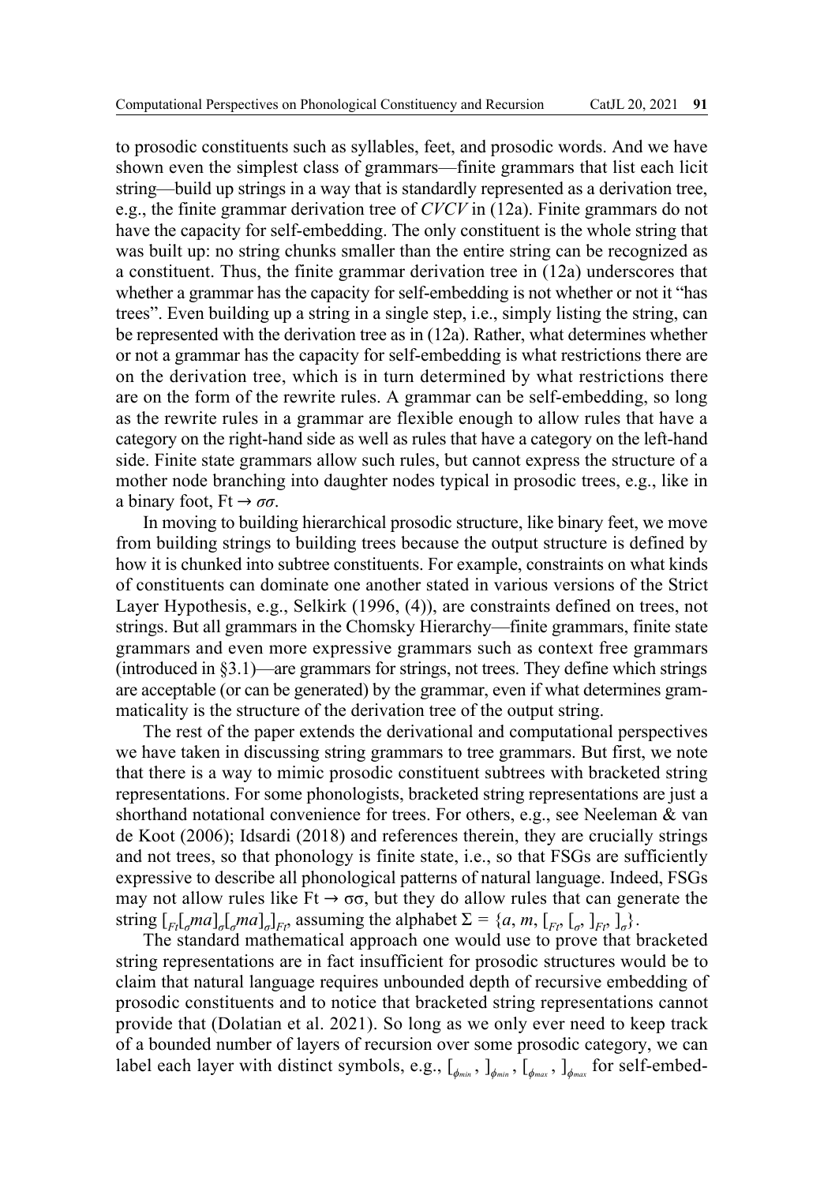to prosodic constituents such as syllables, feet, and prosodic words. And we have shown even the simplest class of grammars—finite grammars that list each licit string—build up strings in a way that is standardly represented as a derivation tree, e.g., the finite grammar derivation tree of *CVCV* in (12a). Finite grammars do not have the capacity for self-embedding. The only constituent is the whole string that was built up: no string chunks smaller than the entire string can be recognized as a constituent. Thus, the finite grammar derivation tree in (12a) underscores that whether a grammar has the capacity for self-embedding is not whether or not it "has trees". Even building up a string in a single step, i.e., simply listing the string, can be represented with the derivation tree as in (12a). Rather, what determines whether or not a grammar has the capacity for self-embedding is what restrictions there are on the derivation tree, which is in turn determined by what restrictions there are on the form of the rewrite rules. A grammar can be self-embedding, so long as the rewrite rules in a grammar are flexible enough to allow rules that have a category on the right-hand side as well as rules that have a category on the left-hand side. Finite state grammars allow such rules, but cannot express the structure of a mother node branching into daughter nodes typical in prosodic trees, e.g., like in a binary foot, $\text{Ft} \rightarrow \sigma\sigma$.

In moving to building hierarchical prosodic structure, like binary feet, we move from building strings to building trees because the output structure is defined by how it is chunked into subtree constituents. For example, constraints on what kinds of constituents can dominate one another stated in various versions of the Strict Layer Hypothesis, e.g., Selkirk (1996, (4)), are constraints defined on trees, not strings. But all grammars in the Chomsky Hierarchy—finite grammars, finite state grammars and even more expressive grammars such as context free grammars (introduced in §3.1)—are grammars for strings, not trees. They define which strings are acceptable (or can be generated) by the grammar, even if what determines grammaticality is the structure of the derivation tree of the output string.

The rest of the paper extends the derivational and computational perspectives we have taken in discussing string grammars to tree grammars. But first, we note that there is a way to mimic prosodic constituent subtrees with bracketed string representations. For some phonologists, bracketed string representations are just a shorthand notational convenience for trees. For others, e.g., see Neeleman & van de Koot (2006); Idsardi (2018) and references therein, they are crucially strings and not trees, so that phonology is finite state, i.e., so that FSGs are sufficiently expressive to describe all phonological patterns of natural language. Indeed, FSGs may not allow rules like $\text{Ft} \rightarrow \sigma\sigma$, but they do allow rules that can generate the string $[_{Ft}[_{\sigma}ma]_{\sigma}[_{\sigma}ma]_{\sigma}]_{Ft}$, assuming the alphabet $\Sigma = \{a, m, [_{Ft}, [_{\sigma}, ]_{Ft}, ]_{\sigma}\}$.

The standard mathematical approach one would use to prove that bracketed string representations are in fact insufficient for prosodic structures would be to claim that natural language requires unbounded depth of recursive embedding of prosodic constituents and to notice that bracketed string representations cannot provide that (Dolatian et al. 2021). So long as we only ever need to keep track of a bounded number of layers of recursion over some prosodic category, we can label each layer with distinct symbols, e.g., $[_{\phi_{min}}$, $]_{\phi_{min}}$, $[_{\phi_{max}}$, $]_{\phi_{max}}$ for self-embed-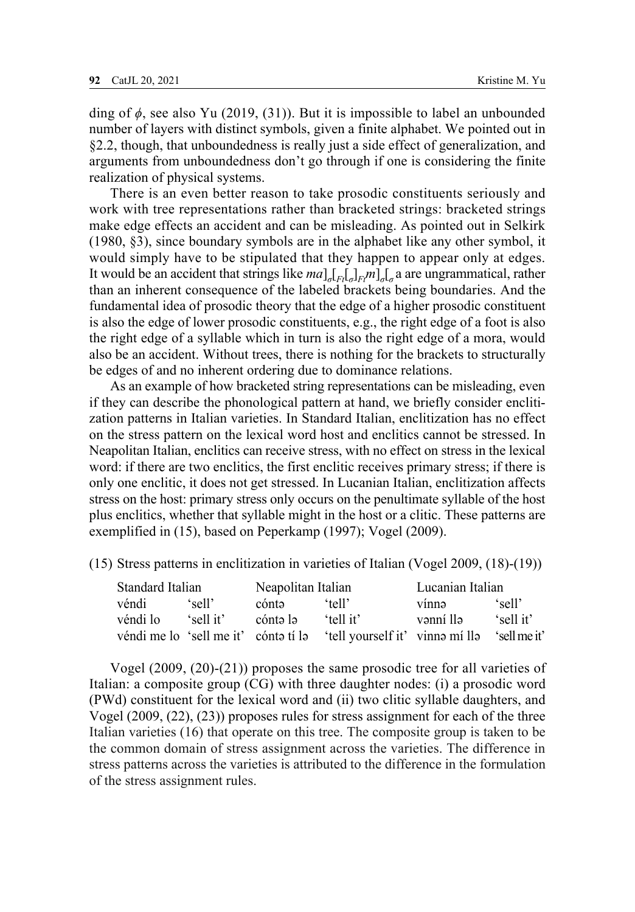ding of $\phi$, see also Yu (2019, (31)). But it is impossible to label an unbounded number of layers with distinct symbols, given a finite alphabet. We pointed out in §2.2, though, that unboundedness is really just a side effect of generalization, and arguments from unboundedness don't go through if one is considering the finite realization of physical systems.

There is an even better reason to take prosodic constituents seriously and work with tree representations rather than bracketed strings: bracketed strings make edge effects an accident and can be misleading. As pointed out in Selkirk (1980, §3), since boundary symbols are in the alphabet like any other symbol, it would simply have to be stipulated that they happen to appear only at edges. It would be an accident that strings like $ma]_{\sigma}[_{Ft}[_{\sigma}]_{Ft}m]_{\sigma}[_{\sigma}$ a are ungrammatical, rather than an inherent consequence of the labeled brackets being boundaries. And the fundamental idea of prosodic theory that the edge of a higher prosodic constituent is also the edge of lower prosodic constituents, e.g., the right edge of a foot is also the right edge of a syllable which in turn is also the right edge of a mora, would also be an accident. Without trees, there is nothing for the brackets to structurally be edges of and no inherent ordering due to dominance relations.

As an example of how bracketed string representations can be misleading, even if they can describe the phonological pattern at hand, we briefly consider encliticization patterns in Italian varieties. In Standard Italian, enclitization has no effect on the stress pattern on the lexical word host and enclitics cannot be stressed. In Neapolitan Italian, enclitics can receive stress, with no effect on stress in the lexical word: if there are two enclitics, the first enclitic receives primary stress; if there is only one enclitic, it does not get stressed. In Lucanian Italian, enclitization affects stress on the host: primary stress only occurs on the penultimate syllable of the host plus enclitics, whether that syllable might in the host or a clitic. These patterns are exemplified in (15), based on Peperkamp (1997); Vogel (2009).

(15) Stress patterns in enclitization in varieties of Italian (Vogel 2009, (18)-(19))

| Standard Italian | | Neapolitan Italian | | Lucanian Italian | |
|---|---|---|---|---|---|
| véndi | 'sell' | cóntə | 'tell' | vínnə | 'sell' |
| véndi lo | 'sell it' | cóntə lə | 'tell it' | vənní llə | 'sell it' |
| véndi me lo | 'sell me it' | cóntə tí lə | 'tell yourself it' | vinnə mí llə | 'sell me it' |

Vogel (2009, (20)-(21)) proposes the same prosodic tree for all varieties of Italian: a composite group (CG) with three daughter nodes: (i) a prosodic word (PWd) constituent for the lexical word and (ii) two clitic syllable daughters, and Vogel (2009, (22), (23)) proposes rules for stress assignment for each of the three Italian varieties (16) that operate on this tree. The composite group is taken to be the common domain of stress assignment across the varieties. The difference in stress patterns across the varieties is attributed to the difference in the formulation of the stress assignment rules.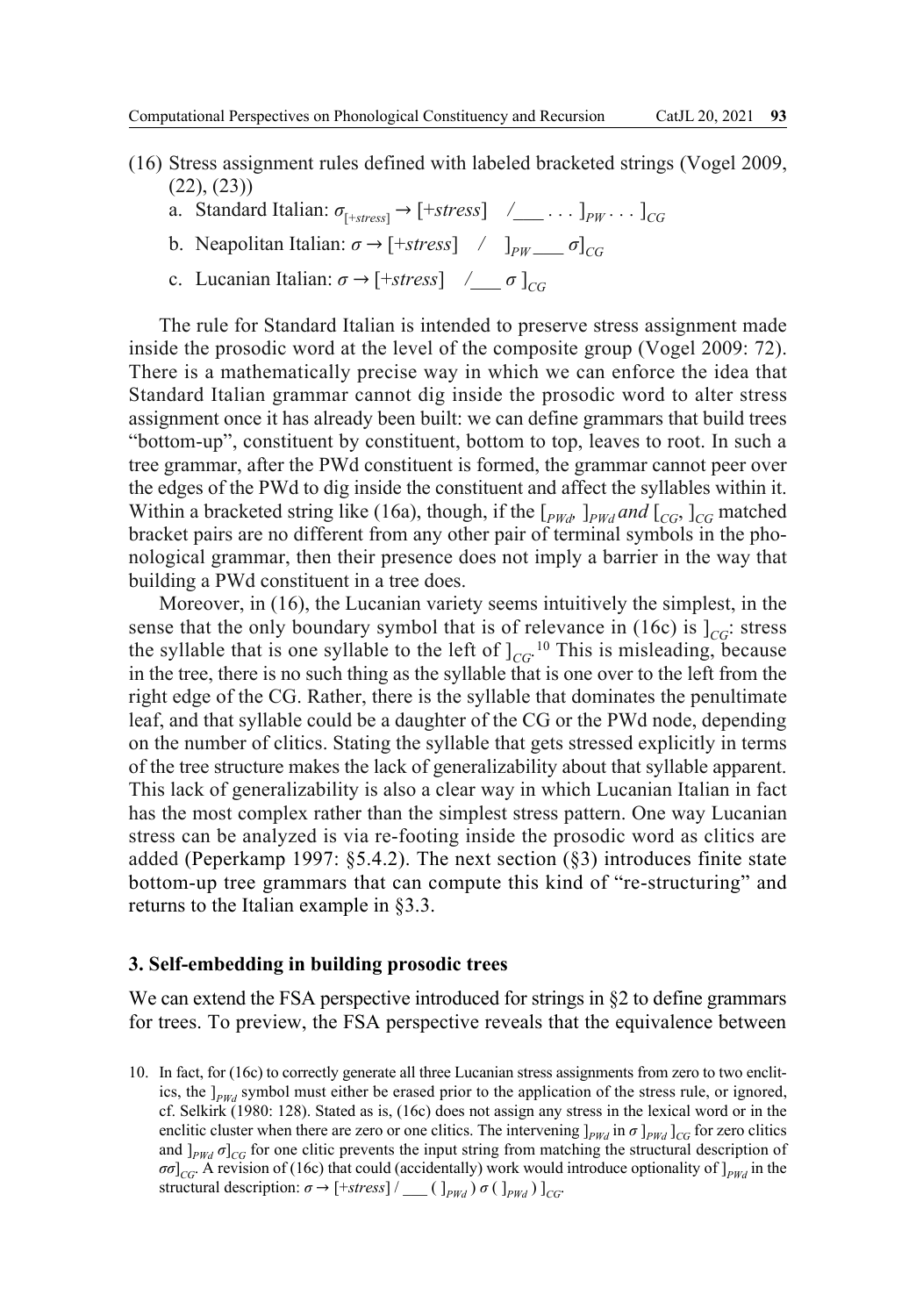(16) Stress assignment rules defined with labeled bracketed strings (Vogel 2009, (22), (23))

a. Standard Italian: $\sigma_{[+stress]} \rightarrow [+stress] \quad / \_\_\_ \ldots ]_{PW} \ldots ]_{CG}$

b. Neapolitan Italian: $\sigma \rightarrow [+stress] \quad / \quad ]_{PW} \_\_\_ \sigma]_{CG}$

c. Lucanian Italian: $\sigma \rightarrow [+stress] \quad / \_\_\_ \sigma\, ]_{CG}$

The rule for Standard Italian is intended to preserve stress assignment made inside the prosodic word at the level of the composite group (Vogel 2009: 72). There is a mathematically precise way in which we can enforce the idea that Standard Italian grammar cannot dig inside the prosodic word to alter stress assignment once it has already been built: we can define grammars that build trees "bottom-up", constituent by constituent, bottom to top, leaves to root. In such a tree grammar, after the PWd constituent is formed, the grammar cannot peer over the edges of the PWd to dig inside the constituent and affect the syllables within it. Within a bracketed string like (16a), though, if the $[_{PWd}$, $]_{PWd}$ *and* $[_{CG}$, $]_{CG}$ matched bracket pairs are no different from any other pair of terminal symbols in the phonological grammar, then their presence does not imply a barrier in the way that building a PWd constituent in a tree does.

Moreover, in (16), the Lucanian variety seems intuitively the simplest, in the sense that the only boundary symbol that is of relevance in (16c) is $]_{CG}$: stress the syllable that is one syllable to the left of $]_{CG}$.[10] This is misleading, because in the tree, there is no such thing as the syllable that is one over to the left from the right edge of the CG. Rather, there is the syllable that dominates the penultimate leaf, and that syllable could be a daughter of the CG or the PWd node, depending on the number of clitics. Stating the syllable that gets stressed explicitly in terms of the tree structure makes the lack of generalizability about that syllable apparent. This lack of generalizability is also a clear way in which Lucanian Italian in fact has the most complex rather than the simplest stress pattern. One way Lucanian stress can be analyzed is via re-footing inside the prosodic word as clitics are added (Peperkamp 1997: §5.4.2). The next section (§3) introduces finite state bottom-up tree grammars that can compute this kind of "re-structuring" and returns to the Italian example in §3.3.

## 3. Self-embedding in building prosodic trees

We can extend the FSA perspective introduced for strings in §2 to define grammars for trees. To preview, the FSA perspective reveals that the equivalence between

10. In fact, for (16c) to correctly generate all three Lucanian stress assignments from zero to two enclitics, the $]_{PWd}$ symbol must either be erased prior to the application of the stress rule, or ignored, cf. Selkirk (1980: 128). Stated as is, (16c) does not assign any stress in the lexical word or in the enclitic cluster when there are zero or one clitics. The intervening $]_{PWd}$ in $\sigma\, ]_{PWd}\, ]_{CG}$ for zero clitics and $]_{PWd}\, \sigma]_{CG}$ for one clitic prevents the input string from matching the structural description of $\sigma\sigma]_{CG}$. A revision of (16c) that could (accidentally) work would introduce optionality of $]_{PWd}$ in the structural description: $\sigma \rightarrow [+stress] \,/\, \_\_\_ \,(\, ]_{PWd}\,)\, \sigma \,(\, ]_{PWd}\,)\, ]_{CG}$.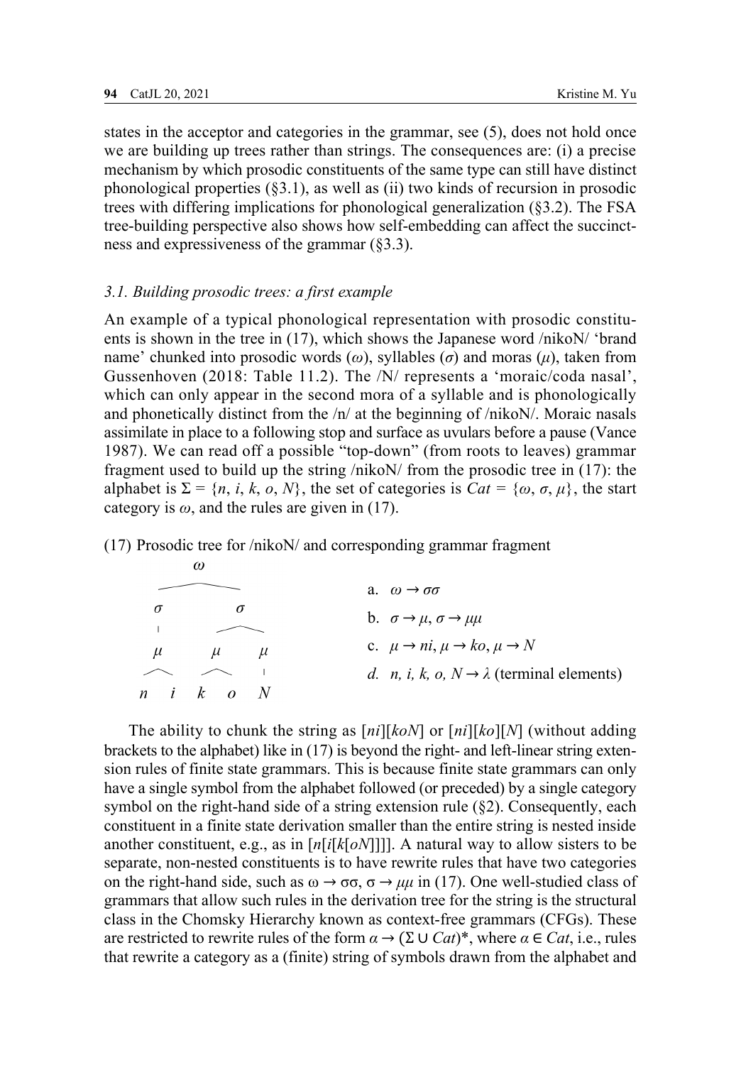states in the acceptor and categories in the grammar, see (5), does not hold once we are building up trees rather than strings. The consequences are: (i) a precise mechanism by which prosodic constituents of the same type can still have distinct phonological properties (§3.1), as well as (ii) two kinds of recursion in prosodic trees with differing implications for phonological generalization (§3.2). The FSA tree-building perspective also shows how self-embedding can affect the succinctness and expressiveness of the grammar (§3.3).

### *3.1. Building prosodic trees: a first example*

An example of a typical phonological representation with prosodic constituents is shown in the tree in (17), which shows the Japanese word /nikoN/ 'brand name' chunked into prosodic words ($\omega$), syllables ($\sigma$) and moras ($\mu$), taken from Gussenhoven (2018: Table 11.2). The /N/ represents a 'moraic/coda nasal', which can only appear in the second mora of a syllable and is phonologically and phonetically distinct from the /n/ at the beginning of /nikoN/. Moraic nasals assimilate in place to a following stop and surface as uvulars before a pause (Vance 1987). We can read off a possible "top-down" (from roots to leaves) grammar fragment used to build up the string /nikoN/ from the prosodic tree in (17): the alphabet is $\Sigma = \{n, i, k, o, N\}$, the set of categories is $Cat = \{\omega, \sigma, \mu\}$, the start category is $\omega$, and the rules are given in (17).

(17) Prosodic tree for /nikoN/ and corresponding grammar fragment

```
            ω
       ____________
      σ           σ
      |         ______
      μ        μ      μ
     ___      ___     |
    n   i    k   o    N
```

a. $\omega \rightarrow \sigma\sigma$

b. $\sigma \rightarrow \mu$, $\sigma \rightarrow \mu\mu$

c. $\mu \rightarrow ni$, $\mu \rightarrow ko$, $\mu \rightarrow N$

*d.* $n, i, k, o, N \rightarrow \lambda$ (terminal elements)

The ability to chunk the string as [*ni*][*koN*] or [*ni*][*ko*][*N*] (without adding brackets to the alphabet) like in (17) is beyond the right- and left-linear string extension rules of finite state grammars. This is because finite state grammars can only have a single symbol from the alphabet followed (or preceded) by a single category symbol on the right-hand side of a string extension rule (§2). Consequently, each constituent in a finite state derivation smaller than the entire string is nested inside another constituent, e.g., as in [*n*[*i*[*k*[*oN*]]]]. A natural way to allow sisters to be separate, non-nested constituents is to have rewrite rules that have two categories on the right-hand side, such as $\omega \rightarrow \sigma\sigma$, $\sigma \rightarrow \mu\mu$ in (17). One well-studied class of grammars that allow such rules in the derivation tree for the string is the structural class in the Chomsky Hierarchy known as context-free grammars (CFGs). These are restricted to rewrite rules of the form $\alpha \rightarrow (\Sigma \cup Cat)^*$, where $\alpha \in Cat$, i.e., rules that rewrite a category as a (finite) string of symbols drawn from the alphabet and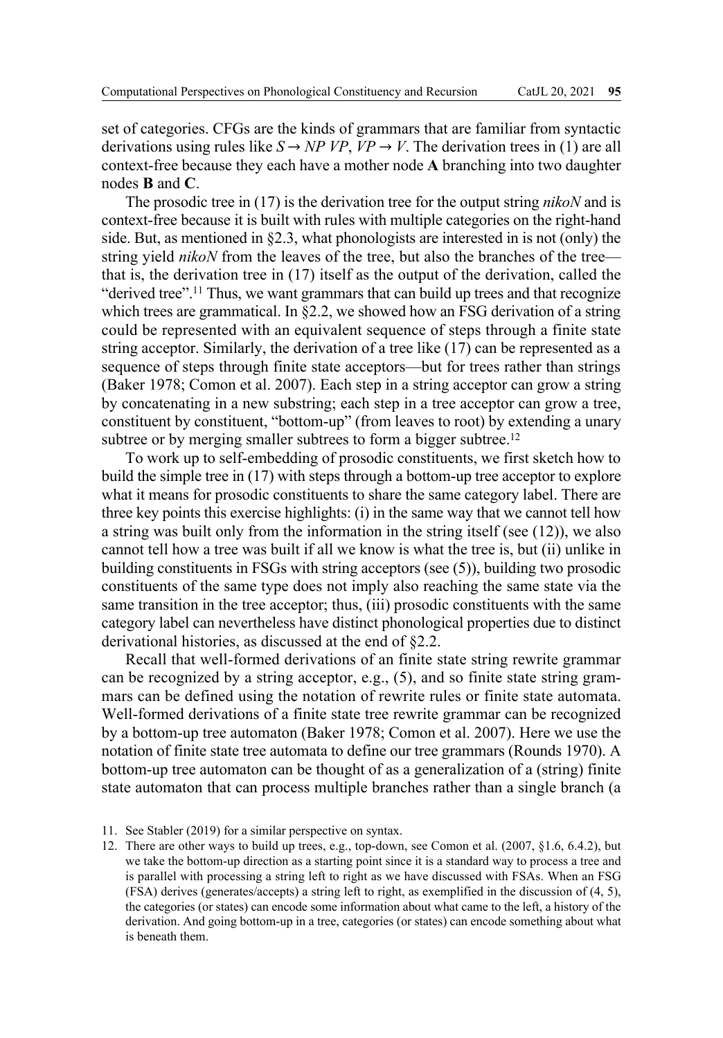set of categories. CFGs are the kinds of grammars that are familiar from syntactic derivations using rules like *S → NP VP*, *VP → V*. The derivation trees in (1) are all context-free because they each have a mother node **A** branching into two daughter nodes **B** and **C**.

The prosodic tree in (17) is the derivation tree for the output string *nikoN* and is context-free because it is built with rules with multiple categories on the right-hand side. But, as mentioned in §2.3, what phonologists are interested in is not (only) the string yield *nikoN* from the leaves of the tree, but also the branches of the tree—that is, the derivation tree in (17) itself as the output of the derivation, called the "derived tree".[11] Thus, we want grammars that can build up trees and that recognize which trees are grammatical. In §2.2, we showed how an FSG derivation of a string could be represented with an equivalent sequence of steps through a finite state string acceptor. Similarly, the derivation of a tree like (17) can be represented as a sequence of steps through finite state acceptors—but for trees rather than strings (Baker 1978; Comon et al. 2007). Each step in a string acceptor can grow a string by concatenating in a new substring; each step in a tree acceptor can grow a tree, constituent by constituent, "bottom-up" (from leaves to root) by extending a unary subtree or by merging smaller subtrees to form a bigger subtree.[12]

To work up to self-embedding of prosodic constituents, we first sketch how to build the simple tree in (17) with steps through a bottom-up tree acceptor to explore what it means for prosodic constituents to share the same category label. There are three key points this exercise highlights: (i) in the same way that we cannot tell how a string was built only from the information in the string itself (see (12)), we also cannot tell how a tree was built if all we know is what the tree is, but (ii) unlike in building constituents in FSGs with string acceptors (see (5)), building two prosodic constituents of the same type does not imply also reaching the same state via the same transition in the tree acceptor; thus, (iii) prosodic constituents with the same category label can nevertheless have distinct phonological properties due to distinct derivational histories, as discussed at the end of §2.2.

Recall that well-formed derivations of an finite state string rewrite grammar can be recognized by a string acceptor, e.g., (5), and so finite state string grammars can be defined using the notation of rewrite rules or finite state automata. Well-formed derivations of a finite state tree rewrite grammar can be recognized by a bottom-up tree automaton (Baker 1978; Comon et al. 2007). Here we use the notation of finite state tree automata to define our tree grammars (Rounds 1970). A bottom-up tree automaton can be thought of as a generalization of a (string) finite state automaton that can process multiple branches rather than a single branch (a

11. See Stabler (2019) for a similar perspective on syntax.

12. There are other ways to build up trees, e.g., top-down, see Comon et al. (2007, §1.6, 6.4.2), but we take the bottom-up direction as a starting point since it is a standard way to process a tree and is parallel with processing a string left to right as we have discussed with FSAs. When an FSG (FSA) derives (generates/accepts) a string left to right, as exemplified in the discussion of (4, 5), the categories (or states) can encode some information about what came to the left, a history of the derivation. And going bottom-up in a tree, categories (or states) can encode something about what is beneath them.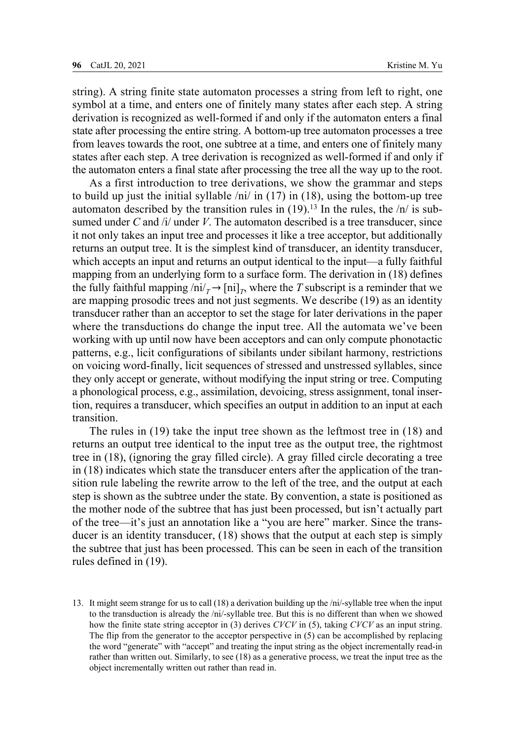string). A string finite state automaton processes a string from left to right, one symbol at a time, and enters one of finitely many states after each step. A string derivation is recognized as well-formed if and only if the automaton enters a final state after processing the entire string. A bottom-up tree automaton processes a tree from leaves towards the root, one subtree at a time, and enters one of finitely many states after each step. A tree derivation is recognized as well-formed if and only if the automaton enters a final state after processing the tree all the way up to the root.

As a first introduction to tree derivations, we show the grammar and steps to build up just the initial syllable /ni/ in (17) in (18), using the bottom-up tree automaton described by the transition rules in (19).[13] In the rules, the /n/ is subsumed under *C* and /i/ under *V*. The automaton described is a tree transducer, since it not only takes an input tree and processes it like a tree acceptor, but additionally returns an output tree. It is the simplest kind of transducer, an identity transducer, which accepts an input and returns an output identical to the input—a fully faithful mapping from an underlying form to a surface form. The derivation in (18) defines the fully faithful mapping $/\text{ni}/_T \rightarrow [\text{ni}]_T$, where the *T* subscript is a reminder that we are mapping prosodic trees and not just segments. We describe (19) as an identity transducer rather than an acceptor to set the stage for later derivations in the paper where the transductions do change the input tree. All the automata we've been working with up until now have been acceptors and can only compute phonotactic patterns, e.g., licit configurations of sibilants under sibilant harmony, restrictions on voicing word-finally, licit sequences of stressed and unstressed syllables, since they only accept or generate, without modifying the input string or tree. Computing a phonological process, e.g., assimilation, devoicing, stress assignment, tonal insertion, requires a transducer, which specifies an output in addition to an input at each transition.

The rules in (19) take the input tree shown as the leftmost tree in (18) and returns an output tree identical to the input tree as the output tree, the rightmost tree in (18), (ignoring the gray filled circle). A gray filled circle decorating a tree in (18) indicates which state the transducer enters after the application of the transition rule labeling the rewrite arrow to the left of the tree, and the output at each step is shown as the subtree under the state. By convention, a state is positioned as the mother node of the subtree that has just been processed, but isn't actually part of the tree—it's just an annotation like a "you are here" marker. Since the transducer is an identity transducer, (18) shows that the output at each step is simply the subtree that just has been processed. This can be seen in each of the transition rules defined in (19).

13. It might seem strange for us to call (18) a derivation building up the /ni/-syllable tree when the input to the transduction is already the /ni/-syllable tree. But this is no different than when we showed how the finite state string acceptor in (3) derives *CVCV* in (5), taking *CVCV* as an input string. The flip from the generator to the acceptor perspective in (5) can be accomplished by replacing the word "generate" with "accept" and treating the input string as the object incrementally read-in rather than written out. Similarly, to see (18) as a generative process, we treat the input tree as the object incrementally written out rather than read in.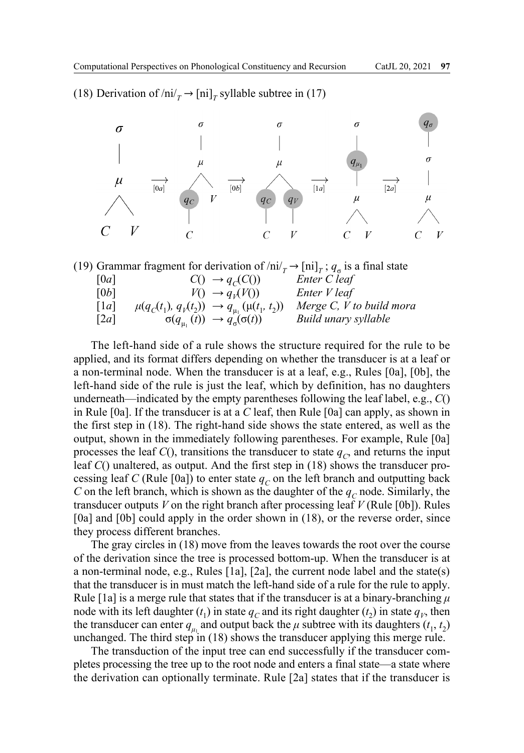(18) Derivation of $/\text{ni}/_T \rightarrow [\text{ni}]_T$ syllable subtree in (17)

$$\sigma(\mu(C, V)) \xrightarrow{[0a]} \sigma(\mu(q_C(C), V)) \xrightarrow{[0b]} \sigma(\mu(q_C(C), q_V(V))) \xrightarrow{[1a]} \sigma(q_{\mu_1}(\mu(C, V))) \xrightarrow{[2a]} q_\sigma(\sigma(\mu(C, V)))$$

(19) Grammar fragment for derivation of $/\text{ni}/_T \rightarrow [\text{ni}]_T$ ; $q_\sigma$ is a final state

| | | |
|---|---|---|
| [0*a*] | $C() \rightarrow q_C(C())$ | *Enter C leaf* |
| [0*b*] | $V() \rightarrow q_V(V())$ | *Enter V leaf* |
| [1*a*] | $\mu(q_C(t_1), q_V(t_2)) \rightarrow q_{\mu_1}(\mu(t_1, t_2))$ | *Merge C, V to build mora* |
| [2*a*] | $\sigma(q_{\mu_1}(t)) \rightarrow q_\sigma(\sigma(t))$ | *Build unary syllable* |

The left-hand side of a rule shows the structure required for the rule to be applied, and its format differs depending on whether the transducer is at a leaf or a non-terminal node. When the transducer is at a leaf, e.g., Rules [0a], [0b], the left-hand side of the rule is just the leaf, which by definition, has no daughters underneath—indicated by the empty parentheses following the leaf label, e.g., *C*() in Rule [0a]. If the transducer is at a *C* leaf, then Rule [0a] can apply, as shown in the first step in (18). The right-hand side shows the state entered, as well as the output, shown in the immediately following parentheses. For example, Rule [0a] processes the leaf *C*(), transitions the transducer to state $q_C$, and returns the input leaf *C*() unaltered, as output. And the first step in (18) shows the transducer processing leaf *C* (Rule [0a]) to enter state $q_C$ on the left branch and outputting back *C* on the left branch, which is shown as the daughter of the $q_C$ node. Similarly, the transducer outputs *V* on the right branch after processing leaf *V* (Rule [0b]). Rules [0a] and [0b] could apply in the order shown in (18), or the reverse order, since they process different branches.

The gray circles in (18) move from the leaves towards the root over the course of the derivation since the tree is processed bottom-up. When the transducer is at a non-terminal node, e.g., Rules [1a], [2a], the current node label and the state(s) that the transducer is in must match the left-hand side of a rule for the rule to apply. Rule [1a] is a merge rule that states that if the transducer is at a binary-branching $\mu$ node with its left daughter ($t_1$) in state $q_C$ and its right daughter ($t_2$) in state $q_V$, then the transducer can enter $q_{\mu_1}$ and output back the $\mu$ subtree with its daughters ($t_1$, $t_2$) unchanged. The third step in (18) shows the transducer applying this merge rule.

The transduction of the input tree can end successfully if the transducer completes processing the tree up to the root node and enters a final state—a state where the derivation can optionally terminate. Rule [2a] states that if the transducer is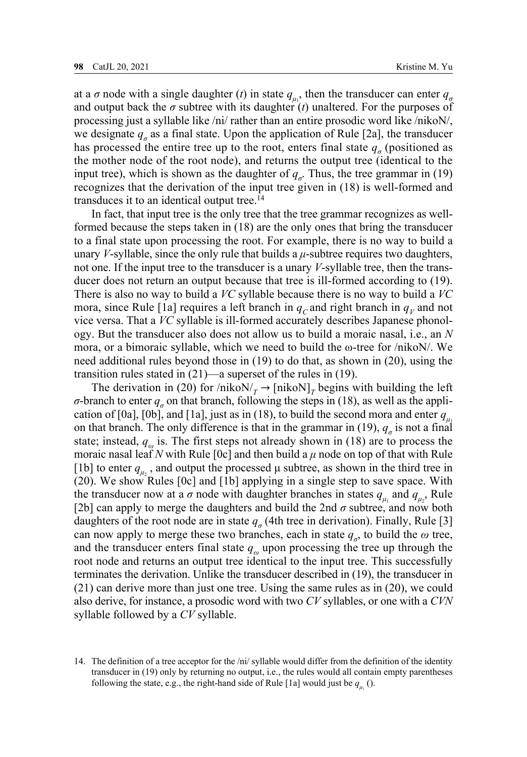at a $\sigma$ node with a single daughter ($t$) in state $q_{\mu_1}$, then the transducer can enter $q_\sigma$ and output back the $\sigma$ subtree with its daughter ($t$) unaltered. For the purposes of processing just a syllable like /ni/ rather than an entire prosodic word like /nikoN/, we designate $q_\sigma$ as a final state. Upon the application of Rule [2a], the transducer has processed the entire tree up to the root, enters final state $q_\sigma$ (positioned as the mother node of the root node), and returns the output tree (identical to the input tree), which is shown as the daughter of $q_\sigma$. Thus, the tree grammar in (19) recognizes that the derivation of the input tree given in (18) is well-formed and transduces it to an identical output tree.[14]

In fact, that input tree is the only tree that the tree grammar recognizes as well-formed because the steps taken in (18) are the only ones that bring the transducer to a final state upon processing the root. For example, there is no way to build a unary *V*-syllable, since the only rule that builds a $\mu$-subtree requires two daughters, not one. If the input tree to the transducer is a unary *V*-syllable tree, then the transducer does not return an output because that tree is ill-formed according to (19). There is also no way to build a *VC* syllable because there is no way to build a *VC* mora, since Rule [1a] requires a left branch in $q_C$ and right branch in $q_V$ and not vice versa. That a *VC* syllable is ill-formed accurately describes Japanese phonology. But the transducer also does not allow us to build a moraic nasal, i.e., an *N* mora, or a bimoraic syllable, which we need to build the ω-tree for /nikoN/. We need additional rules beyond those in (19) to do that, as shown in (20), using the transition rules stated in (21)—a superset of the rules in (19).

The derivation in (20) for $/\text{nikoN}/_T \rightarrow [\text{nikoN}]_T$ begins with building the left $\sigma$-branch to enter $q_\sigma$ on that branch, following the steps in (18), as well as the application of [0a], [0b], and [1a], just as in (18), to build the second mora and enter $q_{\mu_1}$ on that branch. The only difference is that in the grammar in (19), $q_\sigma$ is not a final state; instead, $q_\omega$ is. The first steps not already shown in (18) are to process the moraic nasal leaf *N* with Rule [0c] and then build a $\mu$ node on top of that with Rule [1b] to enter $q_{\mu_2}$, and output the processed μ subtree, as shown in the third tree in (20). We show Rules [0c] and [1b] applying in a single step to save space. With the transducer now at a $\sigma$ node with daughter branches in states $q_{\mu_1}$ and $q_{\mu_2}$, Rule [2b] can apply to merge the daughters and build the 2nd $\sigma$ subtree, and now both daughters of the root node are in state $q_\sigma$ (4th tree in derivation). Finally, Rule [3] can now apply to merge these two branches, each in state $q_\sigma$, to build the $\omega$ tree, and the transducer enters final state $q_\omega$ upon processing the tree up through the root node and returns an output tree identical to the input tree. This successfully terminates the derivation. Unlike the transducer described in (19), the transducer in (21) can derive more than just one tree. Using the same rules as in (20), we could also derive, for instance, a prosodic word with two *CV* syllables, or one with a *CVN* syllable followed by a *CV* syllable.

14. The definition of a tree acceptor for the /ni/ syllable would differ from the definition of the identity transducer in (19) only by returning no output, i.e., the rules would all contain empty parentheses following the state, e.g., the right-hand side of Rule [1a] would just be $q_{\mu_1}$ ().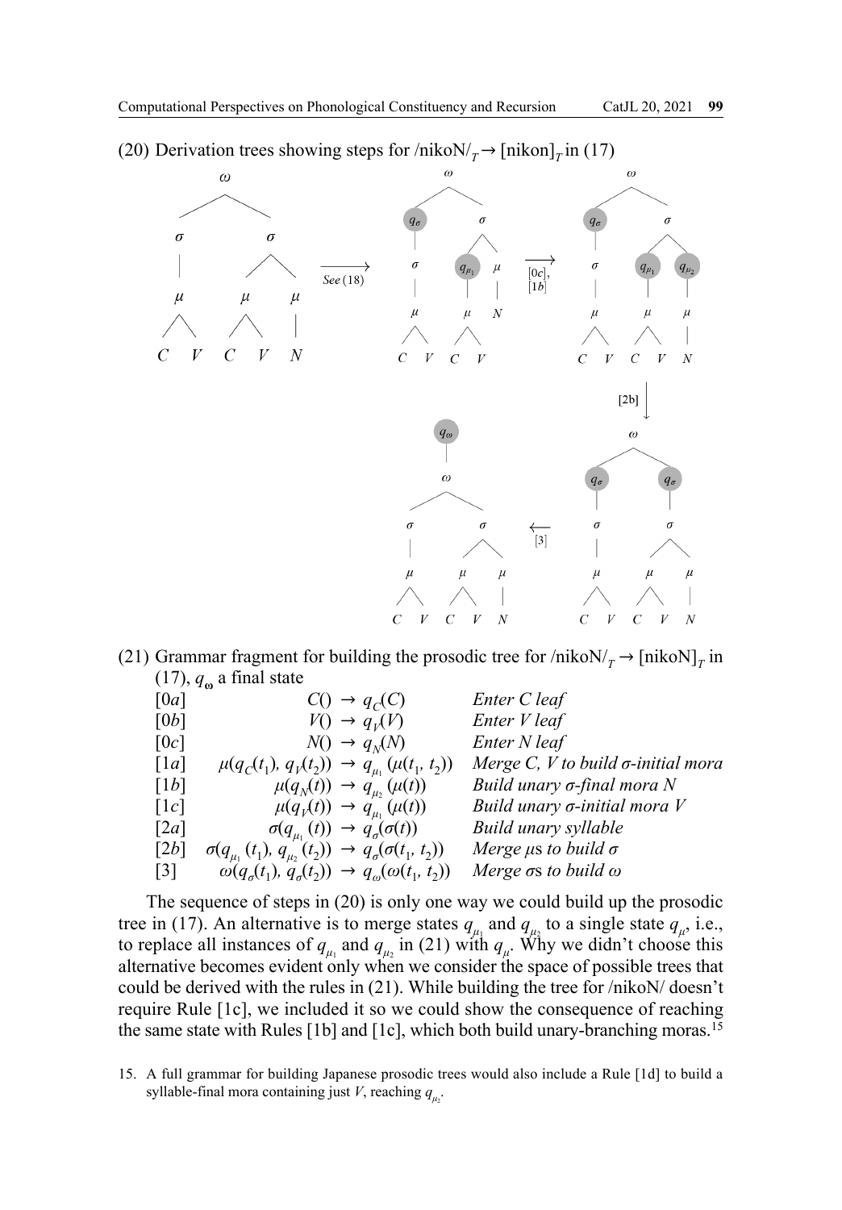(20) Derivation trees showing steps for /nikoN/$_T$ → [nikon]$_T$ in (17)

(21) Grammar fragment for building the prosodic tree for /nikoN/$_T$ → [nikoN]$_T$ in (17), $q_\omega$ a final state

| | | |
|---|---|---|
| [0a] | $C() \rightarrow q_C(C)$ | *Enter C leaf* |
| [0b] | $V() \rightarrow q_V(V)$ | *Enter V leaf* |
| [0c] | $N() \rightarrow q_N(N)$ | *Enter N leaf* |
| [1a] | $\mu(q_C(t_1), q_V(t_2)) \rightarrow q_{\mu_1}(\mu(t_1, t_2))$ | *Merge C, V to build σ-initial mora* |
| [1b] | $\mu(q_N(t)) \rightarrow q_{\mu_2}(\mu(t))$ | *Build unary σ-final mora N* |
| [1c] | $\mu(q_V(t)) \rightarrow q_{\mu_1}(\mu(t))$ | *Build unary σ-initial mora V* |
| [2a] | $\sigma(q_{\mu_1}(t)) \rightarrow q_\sigma(\sigma(t))$ | *Build unary syllable* |
| [2b] | $\sigma(q_{\mu_1}(t_1), q_{\mu_2}(t_2)) \rightarrow q_\sigma(\sigma(t_1, t_2))$ | *Merge μs to build σ* |
| [3] | $\omega(q_\sigma(t_1), q_\sigma(t_2)) \rightarrow q_\omega(\omega(t_1, t_2))$ | *Merge σs to build ω* |

The sequence of steps in (20) is only one way we could build up the prosodic tree in (17). An alternative is to merge states $q_{\mu_1}$ and $q_{\mu_2}$ to a single state $q_\mu$, i.e., to replace all instances of $q_{\mu_1}$ and $q_{\mu_2}$ in (21) with $q_\mu$. Why we didn't choose this alternative becomes evident only when we consider the space of possible trees that could be derived with the rules in (21). While building the tree for /nikoN/ doesn't require Rule [1c], we included it so we could show the consequence of reaching the same state with Rules [1b] and [1c], which both build unary-branching moras.[15]

15. A full grammar for building Japanese prosodic trees would also include a Rule [1d] to build a syllable-final mora containing just *V*, reaching $q_{\mu_2}$.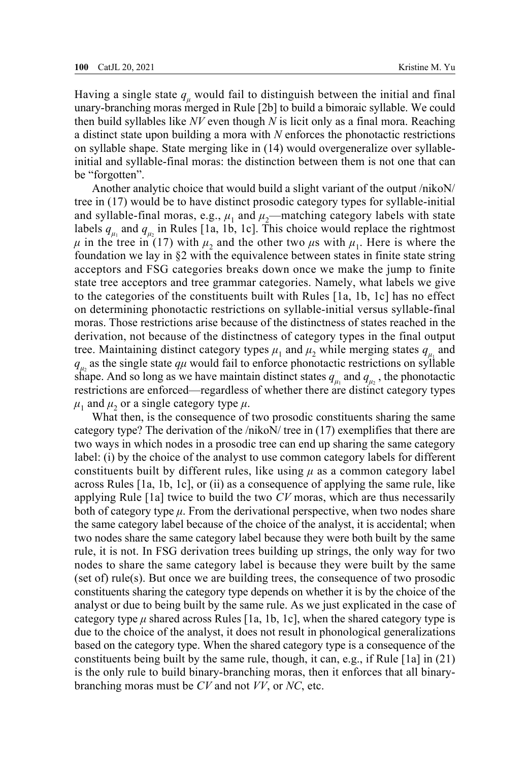Having a single state $q_\mu$ would fail to distinguish between the initial and final unary-branching moras merged in Rule [2b] to build a bimoraic syllable. We could then build syllables like *NV* even though *N* is licit only as a final mora. Reaching a distinct state upon building a mora with *N* enforces the phonotactic restrictions on syllable shape. State merging like in (14) would overgeneralize over syllable-initial and syllable-final moras: the distinction between them is not one that can be "forgotten".

Another analytic choice that would build a slight variant of the output /nikoN/ tree in (17) would be to have distinct prosodic category types for syllable-initial and syllable-final moras, e.g., $\mu_1$ and $\mu_2$—matching category labels with state labels $q_{\mu_1}$ and $q_{\mu_2}$ in Rules [1a, 1b, 1c]. This choice would replace the rightmost $\mu$ in the tree in (17) with $\mu_2$ and the other two $\mu$s with $\mu_1$. Here is where the foundation we lay in §2 with the equivalence between states in finite state string acceptors and FSG categories breaks down once we make the jump to finite state tree acceptors and tree grammar categories. Namely, what labels we give to the categories of the constituents built with Rules [1a, 1b, 1c] has no effect on determining phonotactic restrictions on syllable-initial versus syllable-final moras. Those restrictions arise because of the distinctness of states reached in the derivation, not because of the distinctness of category types in the final output tree. Maintaining distinct category types $\mu_1$ and $\mu_2$ while merging states $q_{\mu_1}$ and $q_{\mu_2}$ as the single state $q\mu$ would fail to enforce phonotactic restrictions on syllable shape. And so long as we have maintain distinct states $q_{\mu_1}$ and $q_{\mu_2}$, the phonotactic restrictions are enforced—regardless of whether there are distinct category types $\mu_1$ and $\mu_2$ or a single category type $\mu$.

What then, is the consequence of two prosodic constituents sharing the same category type? The derivation of the /nikoN/ tree in (17) exemplifies that there are two ways in which nodes in a prosodic tree can end up sharing the same category label: (i) by the choice of the analyst to use common category labels for different constituents built by different rules, like using $\mu$ as a common category label across Rules [1a, 1b, 1c], or (ii) as a consequence of applying the same rule, like applying Rule [1a] twice to build the two *CV* moras, which are thus necessarily both of category type $\mu$. From the derivational perspective, when two nodes share the same category label because of the choice of the analyst, it is accidental; when two nodes share the same category label because they were both built by the same rule, it is not. In FSG derivation trees building up strings, the only way for two nodes to share the same category label is because they were built by the same (set of) rule(s). But once we are building trees, the consequence of two prosodic constituents sharing the category type depends on whether it is by the choice of the analyst or due to being built by the same rule. As we just explicated in the case of category type $\mu$ shared across Rules [1a, 1b, 1c], when the shared category type is due to the choice of the analyst, it does not result in phonological generalizations based on the category type. When the shared category type is a consequence of the constituents being built by the same rule, though, it can, e.g., if Rule [1a] in (21) is the only rule to build binary-branching moras, then it enforces that all binary-branching moras must be *CV* and not *VV*, or *NC*, etc.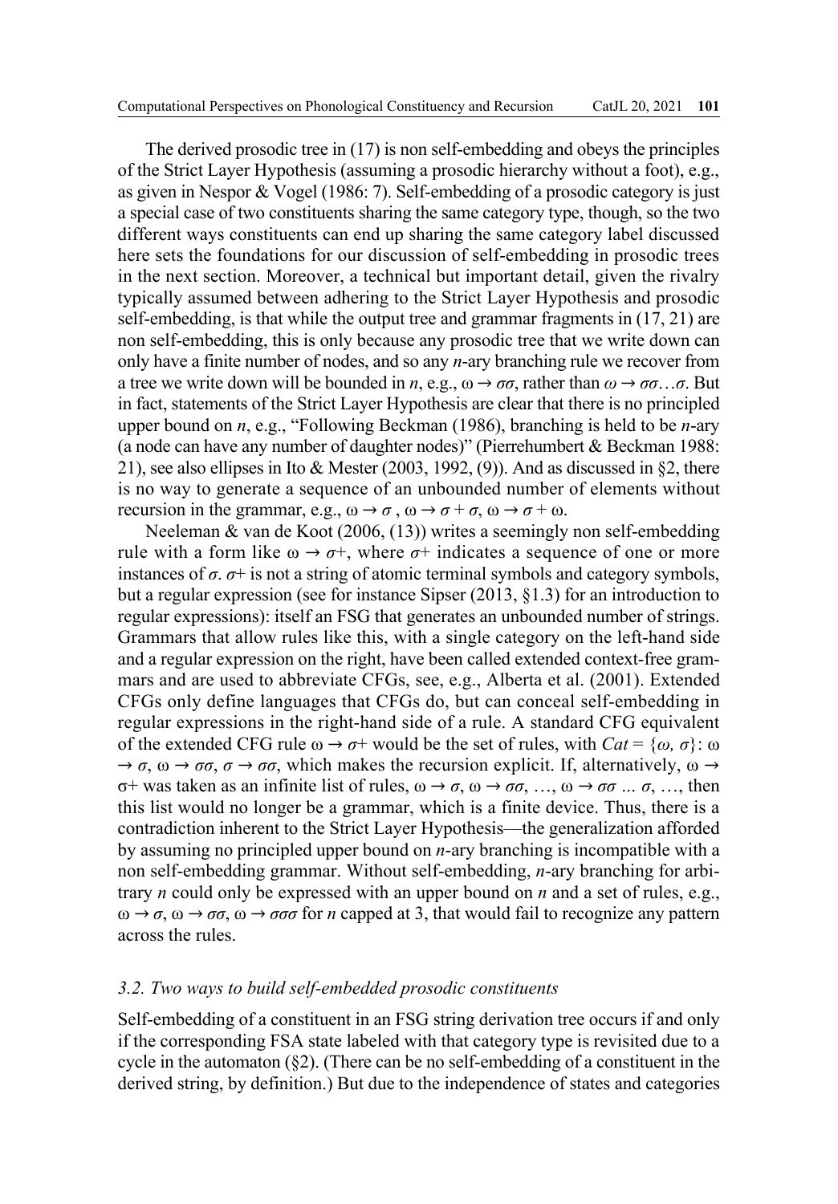The derived prosodic tree in (17) is non self-embedding and obeys the principles of the Strict Layer Hypothesis (assuming a prosodic hierarchy without a foot), e.g., as given in Nespor & Vogel (1986: 7). Self-embedding of a prosodic category is just a special case of two constituents sharing the same category type, though, so the two different ways constituents can end up sharing the same category label discussed here sets the foundations for our discussion of self-embedding in prosodic trees in the next section. Moreover, a technical but important detail, given the rivalry typically assumed between adhering to the Strict Layer Hypothesis and prosodic self-embedding, is that while the output tree and grammar fragments in (17, 21) are non self-embedding, this is only because any prosodic tree that we write down can only have a finite number of nodes, and so any *n*-ary branching rule we recover from a tree we write down will be bounded in *n*, e.g., $\omega \rightarrow \sigma\sigma$, rather than $\omega \rightarrow \sigma\sigma\ldots\sigma$. But in fact, statements of the Strict Layer Hypothesis are clear that there is no principled upper bound on *n*, e.g., "Following Beckman (1986), branching is held to be *n*-ary (a node can have any number of daughter nodes)" (Pierrehumbert & Beckman 1988: 21), see also ellipses in Ito & Mester (2003, 1992, (9)). And as discussed in §2, there is no way to generate a sequence of an unbounded number of elements without recursion in the grammar, e.g., $\omega \rightarrow \sigma$, $\omega \rightarrow \sigma + \sigma$, $\omega \rightarrow \sigma + \omega$.

Neeleman & van de Koot (2006, (13)) writes a seemingly non self-embedding rule with a form like $\omega \rightarrow \sigma+$, where $\sigma+$ indicates a sequence of one or more instances of $\sigma$. $\sigma+$ is not a string of atomic terminal symbols and category symbols, but a regular expression (see for instance Sipser (2013, §1.3) for an introduction to regular expressions): itself an FSG that generates an unbounded number of strings. Grammars that allow rules like this, with a single category on the left-hand side and a regular expression on the right, have been called extended context-free grammars and are used to abbreviate CFGs, see, e.g., Alberta et al. (2001). Extended CFGs only define languages that CFGs do, but can conceal self-embedding in regular expressions in the right-hand side of a rule. A standard CFG equivalent of the extended CFG rule $\omega \rightarrow \sigma+$ would be the set of rules, with $Cat = \{\omega, \sigma\}$: $\omega \rightarrow \sigma$, $\omega \rightarrow \sigma\sigma$, $\sigma \rightarrow \sigma\sigma$, which makes the recursion explicit. If, alternatively, $\omega \rightarrow \sigma+$ was taken as an infinite list of rules, $\omega \rightarrow \sigma$, $\omega \rightarrow \sigma\sigma$, …, $\omega \rightarrow \sigma\sigma \ldots \sigma$, …, then this list would no longer be a grammar, which is a finite device. Thus, there is a contradiction inherent to the Strict Layer Hypothesis—the generalization afforded by assuming no principled upper bound on *n*-ary branching is incompatible with a non self-embedding grammar. Without self-embedding, *n*-ary branching for arbitrary *n* could only be expressed with an upper bound on *n* and a set of rules, e.g., $\omega \rightarrow \sigma$, $\omega \rightarrow \sigma\sigma$, $\omega \rightarrow \sigma\sigma\sigma$ for *n* capped at 3, that would fail to recognize any pattern across the rules.

### *3.2. Two ways to build self-embedded prosodic constituents*

Self-embedding of a constituent in an FSG string derivation tree occurs if and only if the corresponding FSA state labeled with that category type is revisited due to a cycle in the automaton (§2). (There can be no self-embedding of a constituent in the derived string, by definition.) But due to the independence of states and categories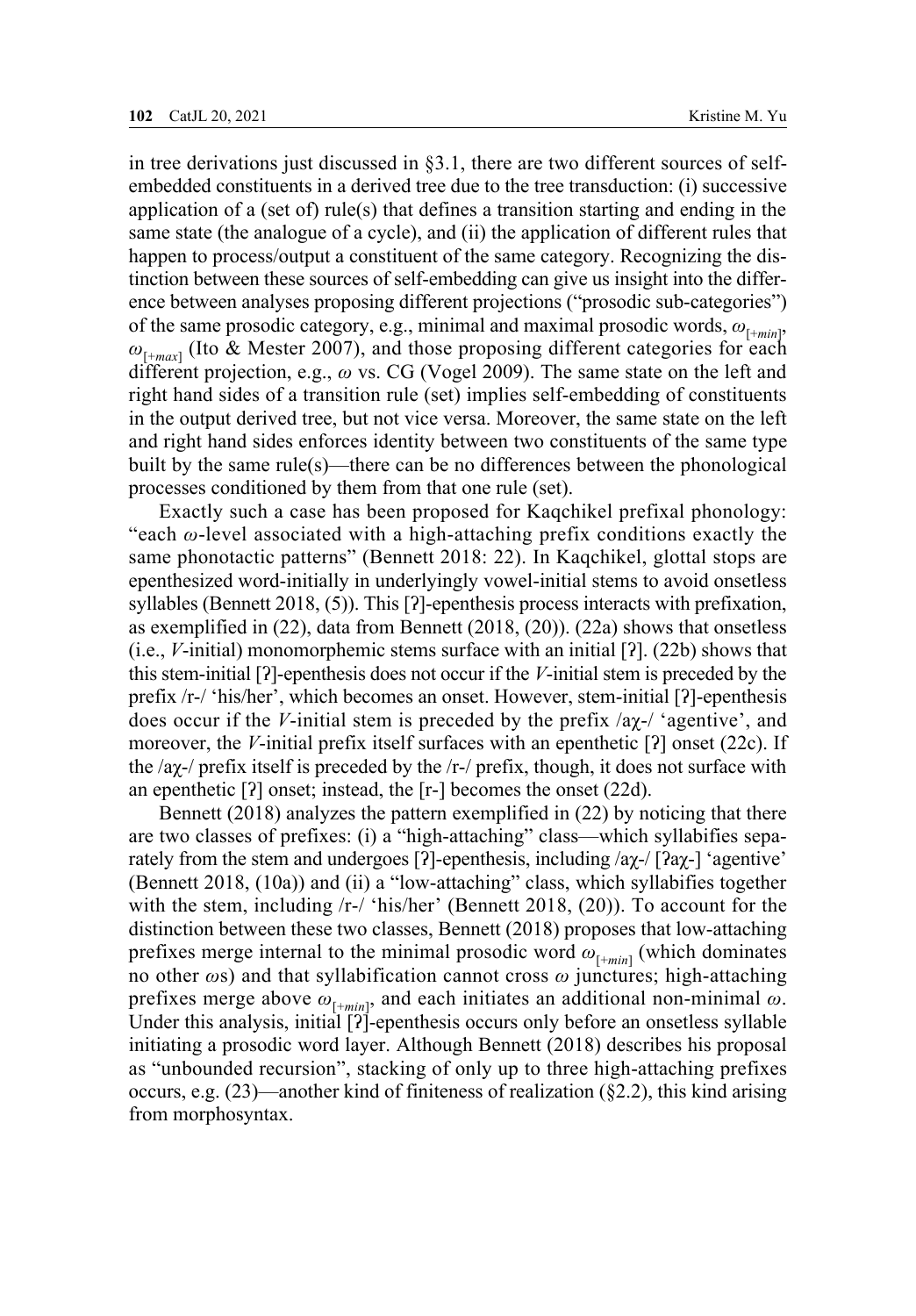in tree derivations just discussed in §3.1, there are two different sources of self-embedded constituents in a derived tree due to the tree transduction: (i) successive application of a (set of) rule(s) that defines a transition starting and ending in the same state (the analogue of a cycle), and (ii) the application of different rules that happen to process/output a constituent of the same category. Recognizing the distinction between these sources of self-embedding can give us insight into the difference between analyses proposing different projections ("prosodic sub-categories") of the same prosodic category, e.g., minimal and maximal prosodic words, $\omega_{[+min]}$, $\omega_{[+max]}$ (Ito & Mester 2007), and those proposing different categories for each different projection, e.g., $\omega$ vs. CG (Vogel 2009). The same state on the left and right hand sides of a transition rule (set) implies self-embedding of constituents in the output derived tree, but not vice versa. Moreover, the same state on the left and right hand sides enforces identity between two constituents of the same type built by the same rule(s)—there can be no differences between the phonological processes conditioned by them from that one rule (set).

Exactly such a case has been proposed for Kaqchikel prefixal phonology: "each $\omega$-level associated with a high-attaching prefix conditions exactly the same phonotactic patterns" (Bennett 2018: 22). In Kaqchikel, glottal stops are epenthesized word-initially in underlyingly vowel-initial stems to avoid onsetless syllables (Bennett 2018, (5)). This [ʔ]-epenthesis process interacts with prefixation, as exemplified in (22), data from Bennett (2018, (20)). (22a) shows that onsetless (i.e., *V*-initial) monomorphemic stems surface with an initial [ʔ]. (22b) shows that this stem-initial [ʔ]-epenthesis does not occur if the *V*-initial stem is preceded by the prefix /r-/ 'his/her', which becomes an onset. However, stem-initial [ʔ]-epenthesis does occur if the *V*-initial stem is preceded by the prefix /aχ-/ 'agentive', and moreover, the *V*-initial prefix itself surfaces with an epenthetic [ʔ] onset (22c). If the /aχ-/ prefix itself is preceded by the /r-/ prefix, though, it does not surface with an epenthetic [ʔ] onset; instead, the [r-] becomes the onset (22d).

Bennett (2018) analyzes the pattern exemplified in (22) by noticing that there are two classes of prefixes: (i) a "high-attaching" class—which syllabifies separately from the stem and undergoes [ʔ]-epenthesis, including /aχ-/ [ʔaχ-] 'agentive' (Bennett 2018, (10a)) and (ii) a "low-attaching" class, which syllabifies together with the stem, including /r-/ 'his/her' (Bennett 2018, (20)). To account for the distinction between these two classes, Bennett (2018) proposes that low-attaching prefixes merge internal to the minimal prosodic word $\omega_{[+min]}$ (which dominates no other $\omega$s) and that syllabification cannot cross $\omega$ junctures; high-attaching prefixes merge above $\omega_{[+min]}$, and each initiates an additional non-minimal $\omega$. Under this analysis, initial [ʔ]-epenthesis occurs only before an onsetless syllable initiating a prosodic word layer. Although Bennett (2018) describes his proposal as "unbounded recursion", stacking of only up to three high-attaching prefixes occurs, e.g. (23)—another kind of finiteness of realization (§2.2), this kind arising from morphosyntax.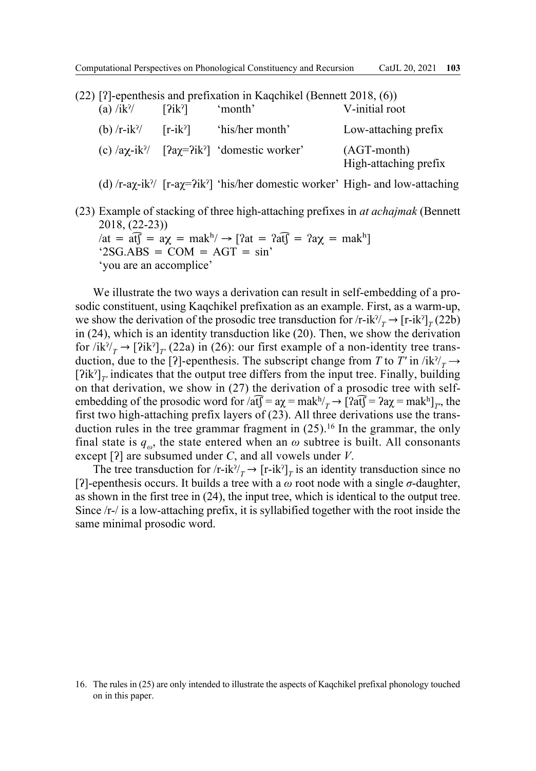(22) [ʔ]-epenthesis and prefixation in Kaqchikel (Bennett 2018, (6))

| | | | |
|---|---|---|---|
| (a) /ikʾ/ | [ʔikʾ] | 'month' | V-initial root |
| (b) /r-ikʾ/ | [r-ikʾ] | 'his/her month' | Low-attaching prefix |
| (c) /aχ-ikʾ/ | [ʔaχ=ʔikʾ] | 'domestic worker' | (AGT-month) High-attaching prefix |
| (d) /r-aχ-ikʾ/ | [r-aχ=ʔikʾ] | 'his/her domestic worker' | High- and low-attaching |

(23) Example of stacking of three high-attaching prefixes in *at achajmak* (Bennett 2018, (22-23))

/at = a͡tʃ = aχ = makʰ/ → [ʔat = ʔa͡tʃ = ʔaχ = makʰ]
'2SG.ABS = COM = AGT = sin'
'you are an accomplice'

We illustrate the two ways a derivation can result in self-embedding of a prosodic constituent, using Kaqchikel prefixation as an example. First, as a warm-up, we show the derivation of the prosodic tree transduction for /r-ikʾ/$_T$ → [r-ikʾ]$_T$ (22b) in (24), which is an identity transduction like (20). Then, we show the derivation for /ikʾ/$_T$ → [ʔikʾ]$_{T'}$ (22a) in (26): our first example of a non-identity tree transduction, due to the [ʔ]-epenthesis. The subscript change from $T$ to $T'$ in /ikʾ/$_T$ → [ʔikʾ]$_{T'}$ indicates that the output tree differs from the input tree. Finally, building on that derivation, we show in (27) the derivation of a prosodic tree with self-embedding of the prosodic word for /a͡tʃ = aχ = makʰ/$_T$ → [ʔa͡tʃ = ʔaχ = makʰ]$_{T'}$, the first two high-attaching prefix layers of (23). All three derivations use the transduction rules in the tree grammar fragment in (25).[16] In the grammar, the only final state is $q_\omega$, the state entered when an $\omega$ subtree is built. All consonants except [ʔ] are subsumed under $C$, and all vowels under $V$.

The tree transduction for /r-ikʾ/$_T$ → [r-ikʾ]$_T$ is an identity transduction since no [ʔ]-epenthesis occurs. It builds a tree with a $\omega$ root node with a single $\sigma$-daughter, as shown in the first tree in (24), the input tree, which is identical to the output tree. Since /r-/ is a low-attaching prefix, it is syllabified together with the root inside the same minimal prosodic word.

16. The rules in (25) are only intended to illustrate the aspects of Kaqchikel prefixal phonology touched on in this paper.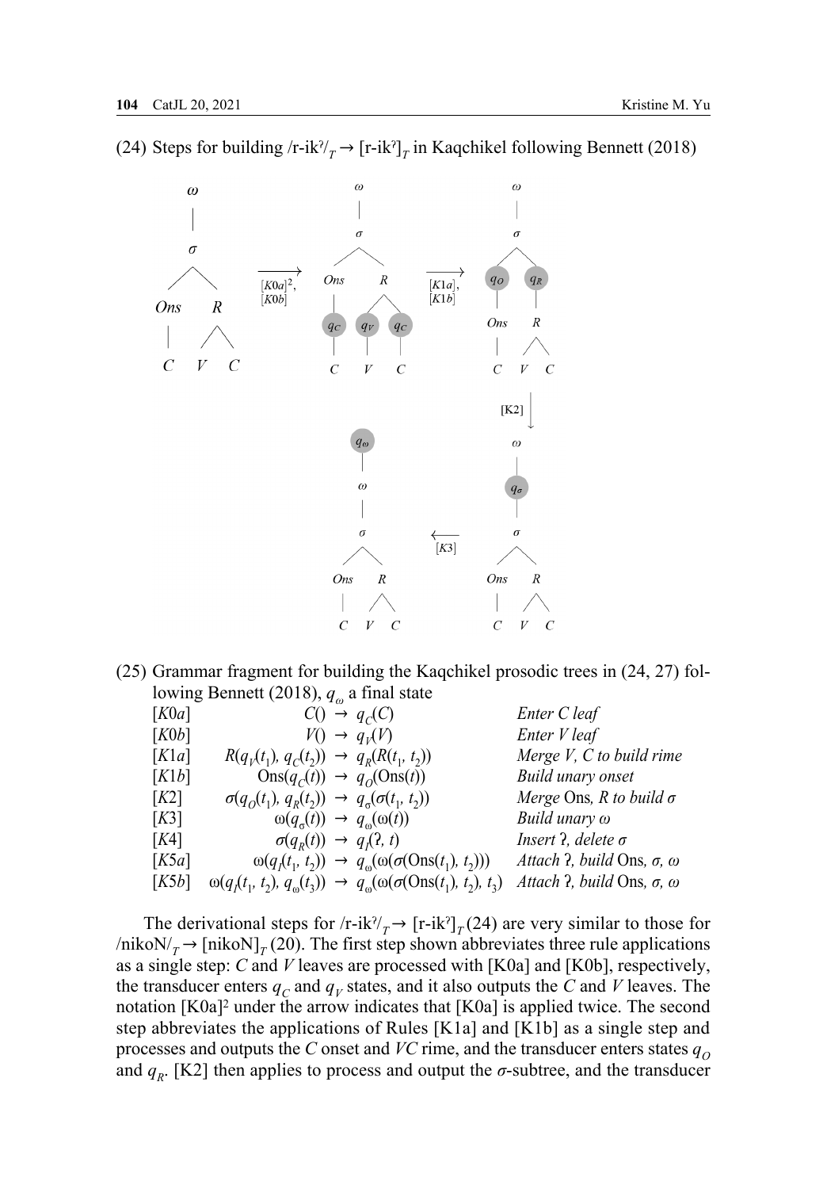(24) Steps for building /r-ikʼ/$_T$ → [r-ikʼ]$_T$ in Kaqchikel following Bennett (2018)

(25) Grammar fragment for building the Kaqchikel prosodic trees in (24, 27) following Bennett (2018), $q_\omega$ a final state

| | | |
|---|---|---|
| [*K*0*a*] | $C() \rightarrow q_C(C)$ | *Enter C leaf* |
| [*K*0*b*] | $V() \rightarrow q_V(V)$ | *Enter V leaf* |
| [*K*1*a*] | $R(q_V(t_1), q_C(t_2)) \rightarrow q_R(R(t_1, t_2))$ | *Merge V, C to build rime* |
| [*K*1*b*] | $\text{Ons}(q_C(t)) \rightarrow q_O(\text{Ons}(t))$ | *Build unary onset* |
| [*K*2] | $\sigma(q_O(t_1), q_R(t_2)) \rightarrow q_\sigma(\sigma(t_1, t_2))$ | *Merge* Ons*, R to build σ* |
| [*K*3] | $\omega(q_\sigma(t)) \rightarrow q_\omega(\omega(t))$ | *Build unary ω* |
| [*K*4] | $\sigma(q_R(t)) \rightarrow q_I(\text{ʔ}, t)$ | *Insert* ʔ*, delete σ* |
| [*K*5*a*] | $\omega(q_I(t_1, t_2)) \rightarrow q_\omega(\omega(\sigma(\text{Ons}(t_1), t_2)))$ | *Attach* ʔ*, build* Ons*, σ, ω* |
| [*K*5*b*] | $\omega(q_I(t_1, t_2), q_\omega(t_3)) \rightarrow q_\omega(\omega(\sigma(\text{Ons}(t_1), t_2), t_3)$ | *Attach* ʔ*, build* Ons*, σ, ω* |

The derivational steps for /r-ikʼ/$_T$→ [r-ikʼ]$_T$ (24) are very similar to those for /nikoN/$_T$→ [nikoN]$_T$ (20). The first step shown abbreviates three rule applications as a single step: *C* and *V* leaves are processed with [K0a] and [K0b], respectively, the transducer enters $q_C$ and $q_V$ states, and it also outputs the *C* and *V* leaves. The notation [K0a]² under the arrow indicates that [K0a] is applied twice. The second step abbreviates the applications of Rules [K1a] and [K1b] as a single step and processes and outputs the *C* onset and *VC* rime, and the transducer enters states $q_O$ and $q_R$. [K2] then applies to process and output the *σ*-subtree, and the transducer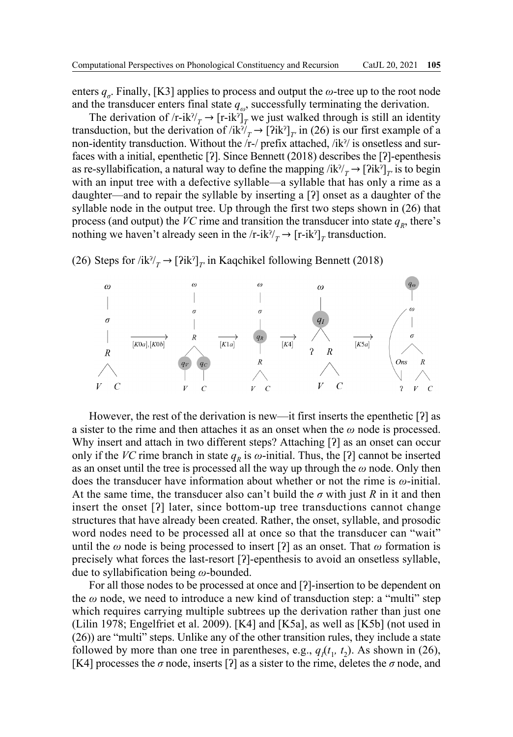enters $q_\sigma$. Finally, [K3] applies to process and output the $\omega$-tree up to the root node and the transducer enters final state $q_\omega$, successfully terminating the derivation.

The derivation of /r-ikˀ/$_T$ → [r-ikˀ]$_T$ we just walked through is still an identity transduction, but the derivation of /ikˀ/$_T$ → [ʔikˀ]$_{T'}$ in (26) is our first example of a non-identity transduction. Without the /r-/ prefix attached, /ikˀ/ is onsetless and surfaces with a initial, epenthetic [ʔ]. Since Bennett (2018) describes the [ʔ]-epenthesis as re-syllabification, a natural way to define the mapping /ikˀ/$_T$ → [ʔikˀ]$_{T'}$ is to begin with an input tree with a defective syllable—a syllable that has only a rime as a daughter—and to repair the syllable by inserting a [ʔ] onset as a daughter of the syllable node in the output tree. Up through the first two steps shown in (26) that process (and output) the *VC* rime and transition the transducer into state $q_R$, there's nothing we haven't already seen in the /r-ikˀ/$_T$ → [r-ikˀ]$_T$ transduction.

(26) Steps for /ikˀ/$_T$ → [ʔikˀ]$_{T'}$ in Kaqchikel following Bennett (2018)

However, the rest of the derivation is new—it first inserts the epenthetic [ʔ] as a sister to the rime and then attaches it as an onset when the $\omega$ node is processed. Why insert and attach in two different steps? Attaching [ʔ] as an onset can occur only if the *VC* rime branch in state $q_R$ is $\omega$-initial. Thus, the [ʔ] cannot be inserted as an onset until the tree is processed all the way up through the $\omega$ node. Only then does the transducer have information about whether or not the rime is $\omega$-initial. At the same time, the transducer also can't build the $\sigma$ with just *R* in it and then insert the onset [ʔ] later, since bottom-up tree transductions cannot change structures that have already been created. Rather, the onset, syllable, and prosodic word nodes need to be processed all at once so that the transducer can "wait" until the $\omega$ node is being processed to insert [ʔ] as an onset. That $\omega$ formation is precisely what forces the last-resort [ʔ]-epenthesis to avoid an onsetless syllable, due to syllabification being $\omega$-bounded.

For all those nodes to be processed at once and [ʔ]-insertion to be dependent on the $\omega$ node, we need to introduce a new kind of transduction step: a "multi" step which requires carrying multiple subtrees up the derivation rather than just one (Lilin 1978; Engelfriet et al. 2009). [K4] and [K5a], as well as [K5b] (not used in (26)) are "multi" steps. Unlike any of the other transition rules, they include a state followed by more than one tree in parentheses, e.g., $q_I(t_1, t_2)$. As shown in (26), [K4] processes the $\sigma$ node, inserts [ʔ] as a sister to the rime, deletes the $\sigma$ node, and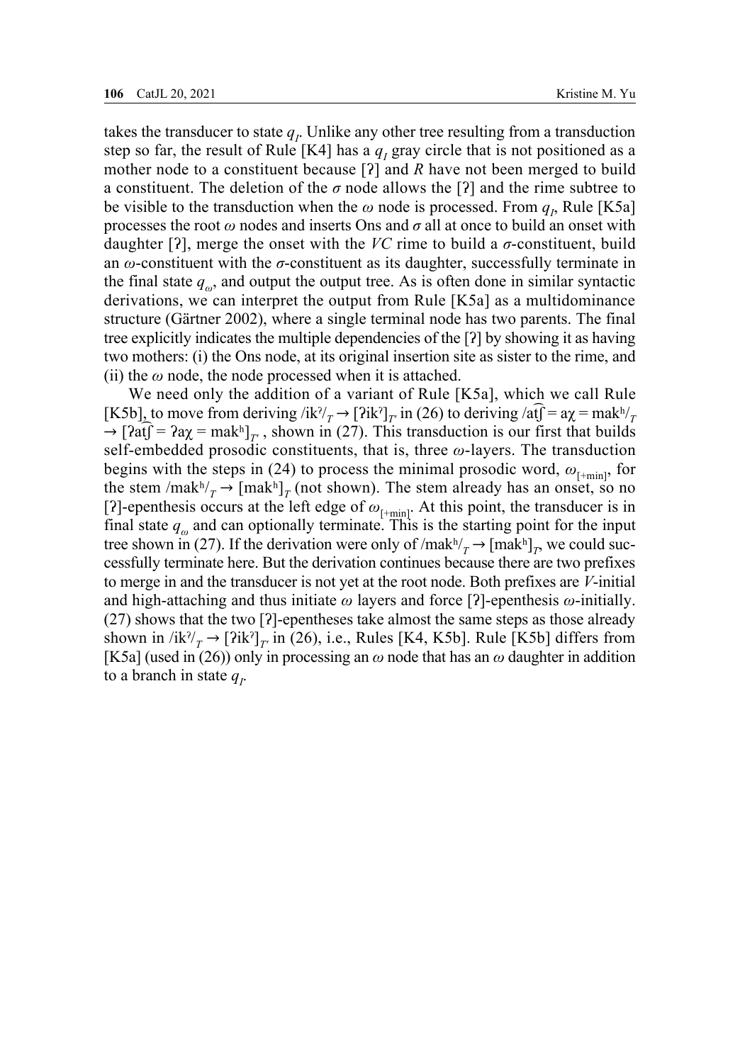takes the transducer to state $q_I$. Unlike any other tree resulting from a transduction step so far, the result of Rule [K4] has a $q_I$ gray circle that is not positioned as a mother node to a constituent because [ʔ] and *R* have not been merged to build a constituent. The deletion of the *σ* node allows the [ʔ] and the rime subtree to be visible to the transduction when the *ω* node is processed. From $q_I$, Rule [K5a] processes the root *ω* nodes and inserts Ons and *σ* all at once to build an onset with daughter [ʔ], merge the onset with the *VC* rime to build a *σ*-constituent, build an *ω*-constituent with the *σ*-constituent as its daughter, successfully terminate in the final state $q_\omega$, and output the output tree. As is often done in similar syntactic derivations, we can interpret the output from Rule [K5a] as a multidominance structure (Gärtner 2002), where a single terminal node has two parents. The final tree explicitly indicates the multiple dependencies of the [ʔ] by showing it as having two mothers: (i) the Ons node, at its original insertion site as sister to the rime, and (ii) the *ω* node, the node processed when it is attached.

We need only the addition of a variant of Rule [K5a], which we call Rule [K5b], to move from deriving /ikˀ/$_T$ → [ʔikˀ]$_{T'}$ in (26) to deriving /at͡ʃ = aχ = makʰ/$_T$ → [ʔat͡ʃ = ʔaχ = makʰ]$_{T'}$, shown in (27). This transduction is our first that builds self-embedded prosodic constituents, that is, three *ω*-layers. The transduction begins with the steps in (24) to process the minimal prosodic word, $\omega_{[+\min]}$, for the stem /makʰ/$_T$ → [makʰ]$_T$ (not shown). The stem already has an onset, so no [ʔ]-epenthesis occurs at the left edge of $\omega_{[+\min]}$. At this point, the transducer is in final state $q_\omega$ and can optionally terminate. This is the starting point for the input tree shown in (27). If the derivation were only of /makʰ/$_T$ → [makʰ]$_T$, we could successfully terminate here. But the derivation continues because there are two prefixes to merge in and the transducer is not yet at the root node. Both prefixes are *V*-initial and high-attaching and thus initiate *ω* layers and force [ʔ]-epenthesis *ω*-initially. (27) shows that the two [ʔ]-epentheses take almost the same steps as those already shown in /ikˀ/$_T$ → [ʔikˀ]$_{T'}$ in (26), i.e., Rules [K4, K5b]. Rule [K5b] differs from [K5a] (used in (26)) only in processing an *ω* node that has an *ω* daughter in addition to a branch in state $q_I$.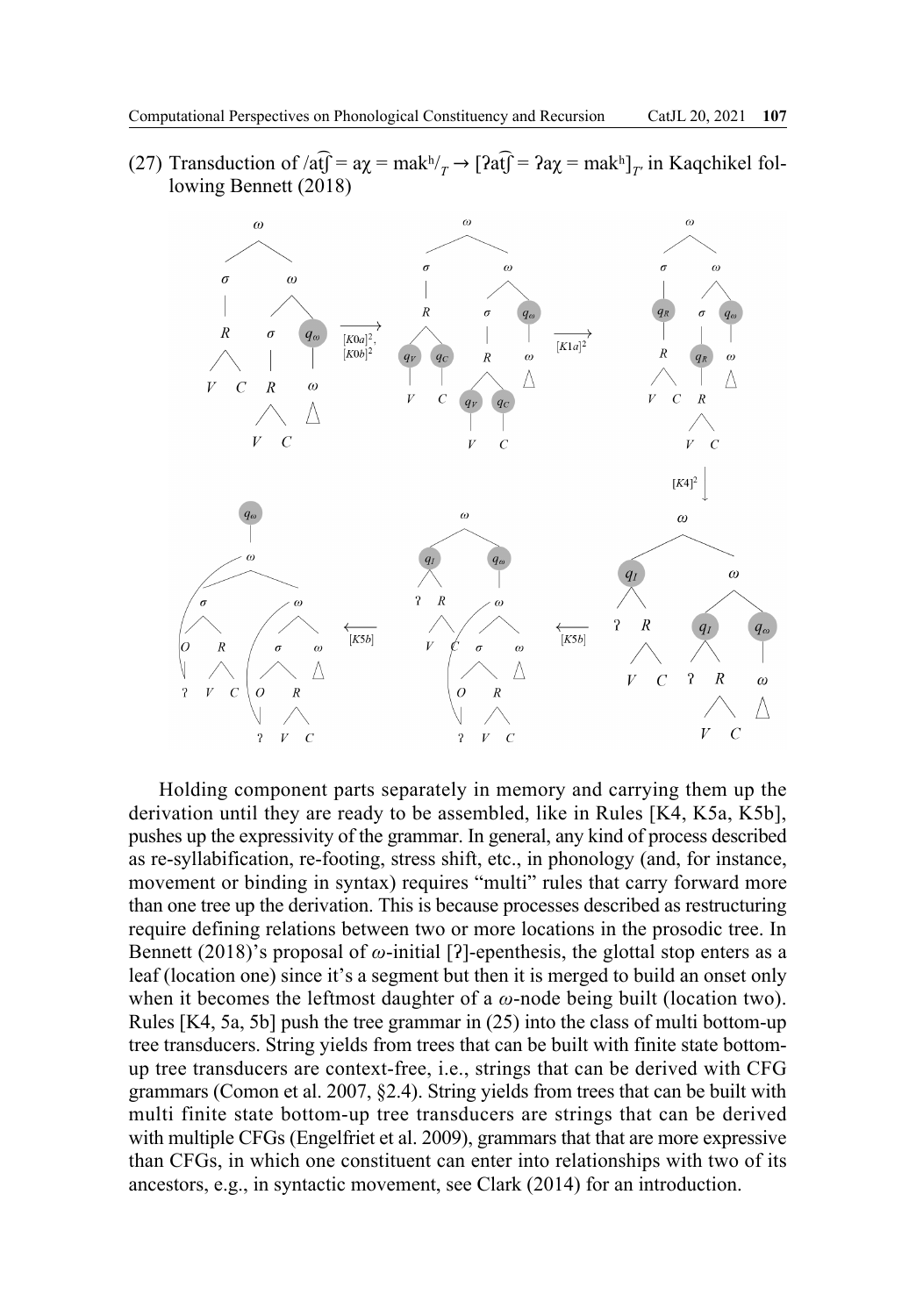(27) Transduction of /at͡ʃ = aχ = makʰ/$_T$ → [ʔat͡ʃ = ʔaχ = makʰ]$_{T'}$ in Kaqchikel following Bennett (2018)

Holding component parts separately in memory and carrying them up the derivation until they are ready to be assembled, like in Rules [K4, K5a, K5b], pushes up the expressivity of the grammar. In general, any kind of process described as re-syllabification, re-footing, stress shift, etc., in phonology (and, for instance, movement or binding in syntax) requires "multi" rules that carry forward more than one tree up the derivation. This is because processes described as restructuring require defining relations between two or more locations in the prosodic tree. In Bennett (2018)'s proposal of $\omega$-initial [ʔ]-epenthesis, the glottal stop enters as a leaf (location one) since it's a segment but then it is merged to build an onset only when it becomes the leftmost daughter of a $\omega$-node being built (location two). Rules [K4, 5a, 5b] push the tree grammar in (25) into the class of multi bottom-up tree transducers. String yields from trees that can be built with finite state bottom-up tree transducers are context-free, i.e., strings that can be derived with CFG grammars (Comon et al. 2007, §2.4). String yields from trees that can be built with multi finite state bottom-up tree transducers are strings that can be derived with multiple CFGs (Engelfriet et al. 2009), grammars that that are more expressive than CFGs, in which one constituent can enter into relationships with two of its ancestors, e.g., in syntactic movement, see Clark (2014) for an introduction.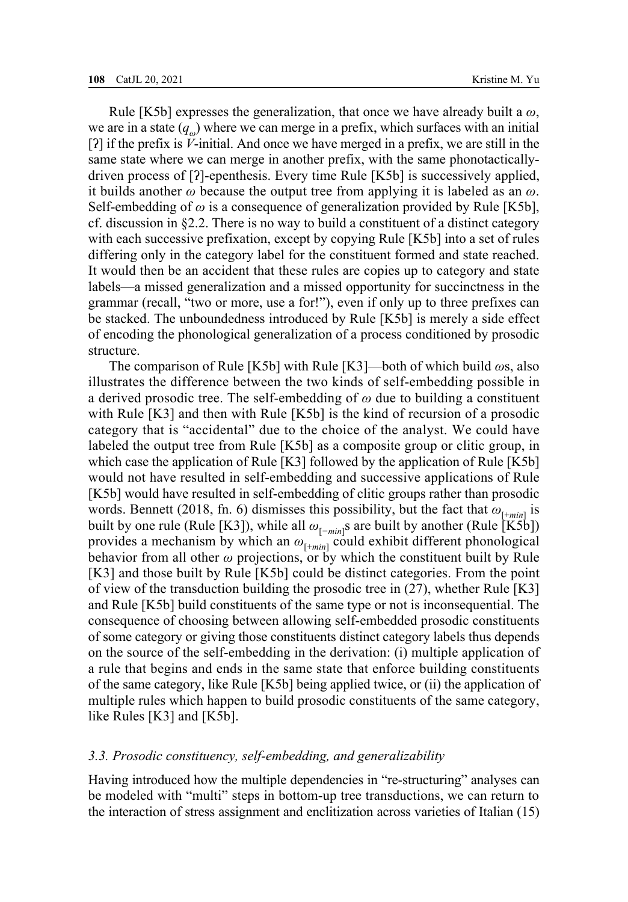Rule [K5b] expresses the generalization, that once we have already built a $\omega$, we are in a state ($q_{\omega}$) where we can merge in a prefix, which surfaces with an initial [ʔ] if the prefix is *V*-initial. And once we have merged in a prefix, we are still in the same state where we can merge in another prefix, with the same phonotactically-driven process of [ʔ]-epenthesis. Every time Rule [K5b] is successively applied, it builds another $\omega$ because the output tree from applying it is labeled as an $\omega$. Self-embedding of $\omega$ is a consequence of generalization provided by Rule [K5b], cf. discussion in §2.2. There is no way to build a constituent of a distinct category with each successive prefixation, except by copying Rule [K5b] into a set of rules differing only in the category label for the constituent formed and state reached. It would then be an accident that these rules are copies up to category and state labels—a missed generalization and a missed opportunity for succinctness in the grammar (recall, "two or more, use a for!"), even if only up to three prefixes can be stacked. The unboundedness introduced by Rule [K5b] is merely a side effect of encoding the phonological generalization of a process conditioned by prosodic structure.

The comparison of Rule [K5b] with Rule [K3]—both of which build $\omega$s, also illustrates the difference between the two kinds of self-embedding possible in a derived prosodic tree. The self-embedding of $\omega$ due to building a constituent with Rule [K3] and then with Rule [K5b] is the kind of recursion of a prosodic category that is "accidental" due to the choice of the analyst. We could have labeled the output tree from Rule [K5b] as a composite group or clitic group, in which case the application of Rule [K3] followed by the application of Rule [K5b] would not have resulted in self-embedding and successive applications of Rule [K5b] would have resulted in self-embedding of clitic groups rather than prosodic words. Bennett (2018, fn. 6) dismisses this possibility, but the fact that $\omega_{[+min]}$ is built by one rule (Rule [K3]), while all $\omega_{[-min]}$s are built by another (Rule [K5b]) provides a mechanism by which an $\omega_{[+min]}$ could exhibit different phonological behavior from all other $\omega$ projections, or by which the constituent built by Rule [K3] and those built by Rule [K5b] could be distinct categories. From the point of view of the transduction building the prosodic tree in (27), whether Rule [K3] and Rule [K5b] build constituents of the same type or not is inconsequential. The consequence of choosing between allowing self-embedded prosodic constituents of some category or giving those constituents distinct category labels thus depends on the source of the self-embedding in the derivation: (i) multiple application of a rule that begins and ends in the same state that enforce building constituents of the same category, like Rule [K5b] being applied twice, or (ii) the application of multiple rules which happen to build prosodic constituents of the same category, like Rules [K3] and [K5b].

### *3.3. Prosodic constituency, self-embedding, and generalizability*

Having introduced how the multiple dependencies in "re-structuring" analyses can be modeled with "multi" steps in bottom-up tree transductions, we can return to the interaction of stress assignment and enclitization across varieties of Italian (15)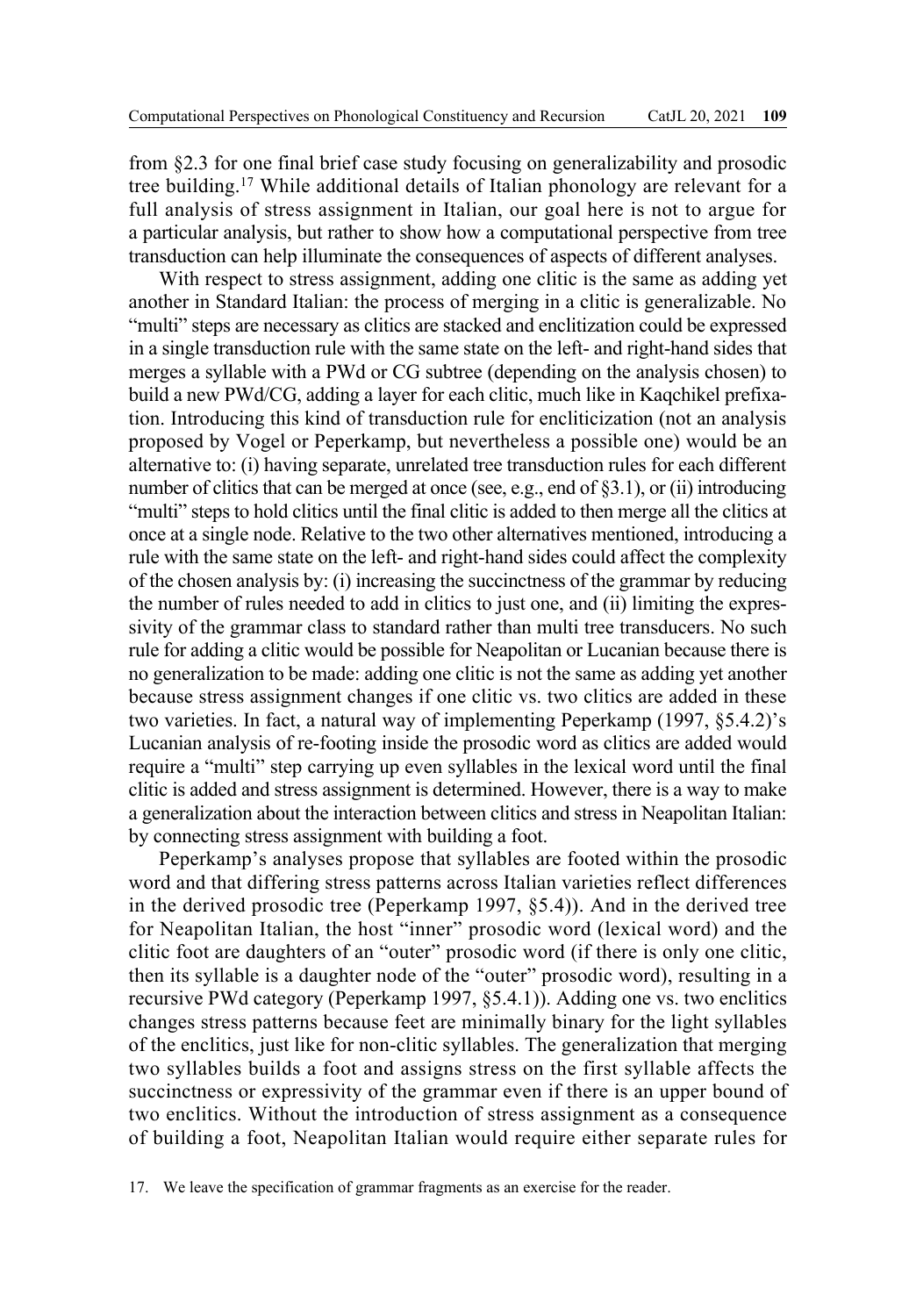from §2.3 for one final brief case study focusing on generalizability and prosodic tree building.[17] While additional details of Italian phonology are relevant for a full analysis of stress assignment in Italian, our goal here is not to argue for a particular analysis, but rather to show how a computational perspective from tree transduction can help illuminate the consequences of aspects of different analyses.

With respect to stress assignment, adding one clitic is the same as adding yet another in Standard Italian: the process of merging in a clitic is generalizable. No "multi" steps are necessary as clitics are stacked and enclitization could be expressed in a single transduction rule with the same state on the left- and right-hand sides that merges a syllable with a PWd or CG subtree (depending on the analysis chosen) to build a new PWd/CG, adding a layer for each clitic, much like in Kaqchikel prefixation. Introducing this kind of transduction rule for encliticization (not an analysis proposed by Vogel or Peperkamp, but nevertheless a possible one) would be an alternative to: (i) having separate, unrelated tree transduction rules for each different number of clitics that can be merged at once (see, e.g., end of §3.1), or (ii) introducing "multi" steps to hold clitics until the final clitic is added to then merge all the clitics at once at a single node. Relative to the two other alternatives mentioned, introducing a rule with the same state on the left- and right-hand sides could affect the complexity of the chosen analysis by: (i) increasing the succinctness of the grammar by reducing the number of rules needed to add in clitics to just one, and (ii) limiting the expressivity of the grammar class to standard rather than multi tree transducers. No such rule for adding a clitic would be possible for Neapolitan or Lucanian because there is no generalization to be made: adding one clitic is not the same as adding yet another because stress assignment changes if one clitic vs. two clitics are added in these two varieties. In fact, a natural way of implementing Peperkamp (1997, §5.4.2)'s Lucanian analysis of re-footing inside the prosodic word as clitics are added would require a "multi" step carrying up even syllables in the lexical word until the final clitic is added and stress assignment is determined. However, there is a way to make a generalization about the interaction between clitics and stress in Neapolitan Italian: by connecting stress assignment with building a foot.

Peperkamp's analyses propose that syllables are footed within the prosodic word and that differing stress patterns across Italian varieties reflect differences in the derived prosodic tree (Peperkamp 1997, §5.4)). And in the derived tree for Neapolitan Italian, the host "inner" prosodic word (lexical word) and the clitic foot are daughters of an "outer" prosodic word (if there is only one clitic, then its syllable is a daughter node of the "outer" prosodic word), resulting in a recursive PWd category (Peperkamp 1997, §5.4.1)). Adding one vs. two enclitics changes stress patterns because feet are minimally binary for the light syllables of the enclitics, just like for non-clitic syllables. The generalization that merging two syllables builds a foot and assigns stress on the first syllable affects the succinctness or expressivity of the grammar even if there is an upper bound of two enclitics. Without the introduction of stress assignment as a consequence of building a foot, Neapolitan Italian would require either separate rules for

17. We leave the specification of grammar fragments as an exercise for the reader.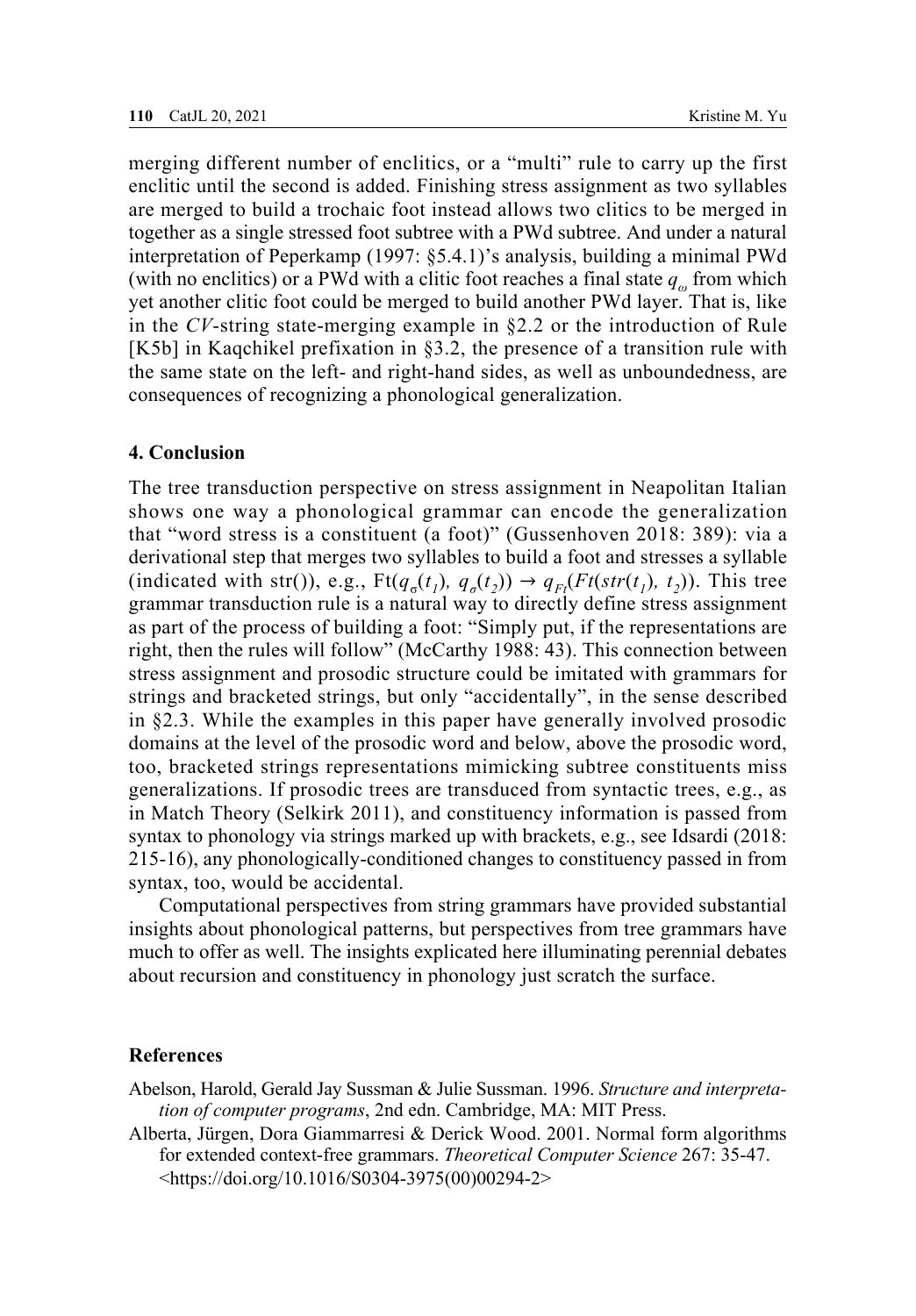merging different number of enclitics, or a "multi" rule to carry up the first enclitic until the second is added. Finishing stress assignment as two syllables are merged to build a trochaic foot instead allows two clitics to be merged in together as a single stressed foot subtree with a PWd subtree. And under a natural interpretation of Peperkamp (1997: §5.4.1)'s analysis, building a minimal PWd (with no enclitics) or a PWd with a clitic foot reaches a final state $q_\omega$ from which yet another clitic foot could be merged to build another PWd layer. That is, like in the *CV*-string state-merging example in §2.2 or the introduction of Rule [K5b] in Kaqchikel prefixation in §3.2, the presence of a transition rule with the same state on the left- and right-hand sides, as well as unboundedness, are consequences of recognizing a phonological generalization.

## 4. Conclusion

The tree transduction perspective on stress assignment in Neapolitan Italian shows one way a phonological grammar can encode the generalization that "word stress is a constituent (a foot)" (Gussenhoven 2018: 389): via a derivational step that merges two syllables to build a foot and stresses a syllable (indicated with str()), e.g., $\mathrm{Ft}(q_\sigma(t_1),\ q_\sigma(t_2)) \rightarrow q_{Ft}(Ft(str(t_1),\ t_2))$. This tree grammar transduction rule is a natural way to directly define stress assignment as part of the process of building a foot: "Simply put, if the representations are right, then the rules will follow" (McCarthy 1988: 43). This connection between stress assignment and prosodic structure could be imitated with grammars for strings and bracketed strings, but only "accidentally", in the sense described in §2.3. While the examples in this paper have generally involved prosodic domains at the level of the prosodic word and below, above the prosodic word, too, bracketed strings representations mimicking subtree constituents miss generalizations. If prosodic trees are transduced from syntactic trees, e.g., as in Match Theory (Selkirk 2011), and constituency information is passed from syntax to phonology via strings marked up with brackets, e.g., see Idsardi (2018: 215-16), any phonologically-conditioned changes to constituency passed in from syntax, too, would be accidental.

Computational perspectives from string grammars have provided substantial insights about phonological patterns, but perspectives from tree grammars have much to offer as well. The insights explicated here illuminating perennial debates about recursion and constituency in phonology just scratch the surface.

## References

Abelson, Harold, Gerald Jay Sussman & Julie Sussman. 1996. *Structure and interpretation of computer programs*, 2nd edn. Cambridge, MA: MIT Press.

Alberta, Jürgen, Dora Giammarresi & Derick Wood. 2001. Normal form algorithms for extended context-free grammars. *Theoretical Computer Science* 267: 35-47. <https://doi.org/10.1016/S0304-3975(00)00294-2>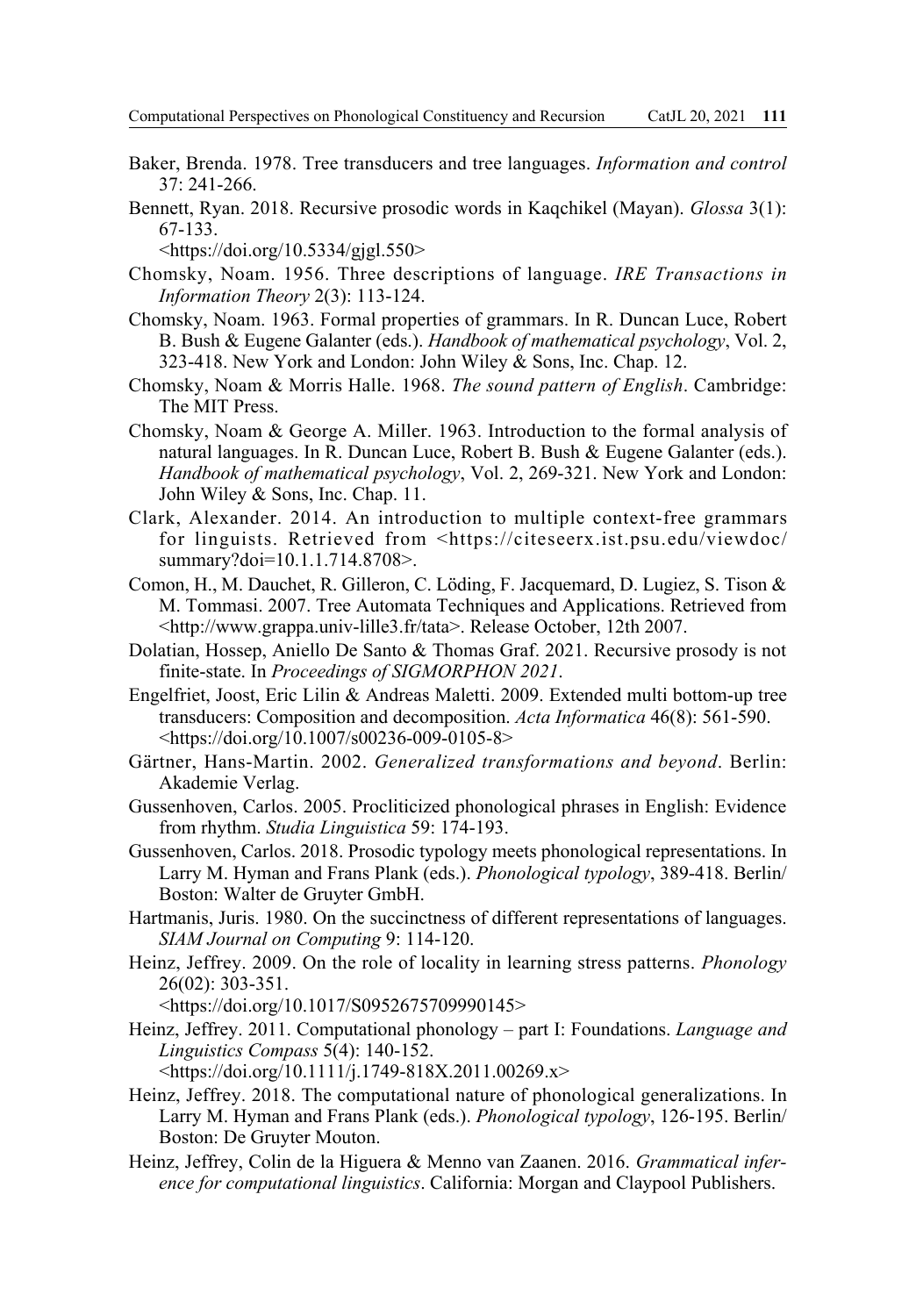Baker, Brenda. 1978. Tree transducers and tree languages. *Information and control* 37: 241-266.

Bennett, Ryan. 2018. Recursive prosodic words in Kaqchikel (Mayan). *Glossa* 3(1): 67-133.
<https://doi.org/10.5334/gjgl.550>

Chomsky, Noam. 1956. Three descriptions of language. *IRE Transactions in Information Theory* 2(3): 113-124.

Chomsky, Noam. 1963. Formal properties of grammars. In R. Duncan Luce, Robert B. Bush & Eugene Galanter (eds.). *Handbook of mathematical psychology*, Vol. 2, 323-418. New York and London: John Wiley & Sons, Inc. Chap. 12.

Chomsky, Noam & Morris Halle. 1968. *The sound pattern of English*. Cambridge: The MIT Press.

Chomsky, Noam & George A. Miller. 1963. Introduction to the formal analysis of natural languages. In R. Duncan Luce, Robert B. Bush & Eugene Galanter (eds.). *Handbook of mathematical psychology*, Vol. 2, 269-321. New York and London: John Wiley & Sons, Inc. Chap. 11.

Clark, Alexander. 2014. An introduction to multiple context-free grammars for linguists. Retrieved from <https://citeseerx.ist.psu.edu/viewdoc/summary?doi=10.1.1.714.8708>.

Comon, H., M. Dauchet, R. Gilleron, C. Löding, F. Jacquemard, D. Lugiez, S. Tison & M. Tommasi. 2007. Tree Automata Techniques and Applications. Retrieved from <http://www.grappa.univ-lille3.fr/tata>. Release October, 12th 2007.

Dolatian, Hossep, Aniello De Santo & Thomas Graf. 2021. Recursive prosody is not finite-state. In *Proceedings of SIGMORPHON 2021*.

Engelfriet, Joost, Eric Lilin & Andreas Maletti. 2009. Extended multi bottom-up tree transducers: Composition and decomposition. *Acta Informatica* 46(8): 561-590.
<https://doi.org/10.1007/s00236-009-0105-8>

Gärtner, Hans-Martin. 2002. *Generalized transformations and beyond*. Berlin: Akademie Verlag.

Gussenhoven, Carlos. 2005. Procliticized phonological phrases in English: Evidence from rhythm. *Studia Linguistica* 59: 174-193.

Gussenhoven, Carlos. 2018. Prosodic typology meets phonological representations. In Larry M. Hyman and Frans Plank (eds.). *Phonological typology*, 389-418. Berlin/Boston: Walter de Gruyter GmbH.

Hartmanis, Juris. 1980. On the succinctness of different representations of languages. *SIAM Journal on Computing* 9: 114-120.

Heinz, Jeffrey. 2009. On the role of locality in learning stress patterns. *Phonology* 26(02): 303-351.
<https://doi.org/10.1017/S0952675709990145>

Heinz, Jeffrey. 2011. Computational phonology – part I: Foundations. *Language and Linguistics Compass* 5(4): 140-152.
<https://doi.org/10.1111/j.1749-818X.2011.00269.x>

Heinz, Jeffrey. 2018. The computational nature of phonological generalizations. In Larry M. Hyman and Frans Plank (eds.). *Phonological typology*, 126-195. Berlin/Boston: De Gruyter Mouton.

Heinz, Jeffrey, Colin de la Higuera & Menno van Zaanen. 2016. *Grammatical inference for computational linguistics*. California: Morgan and Claypool Publishers.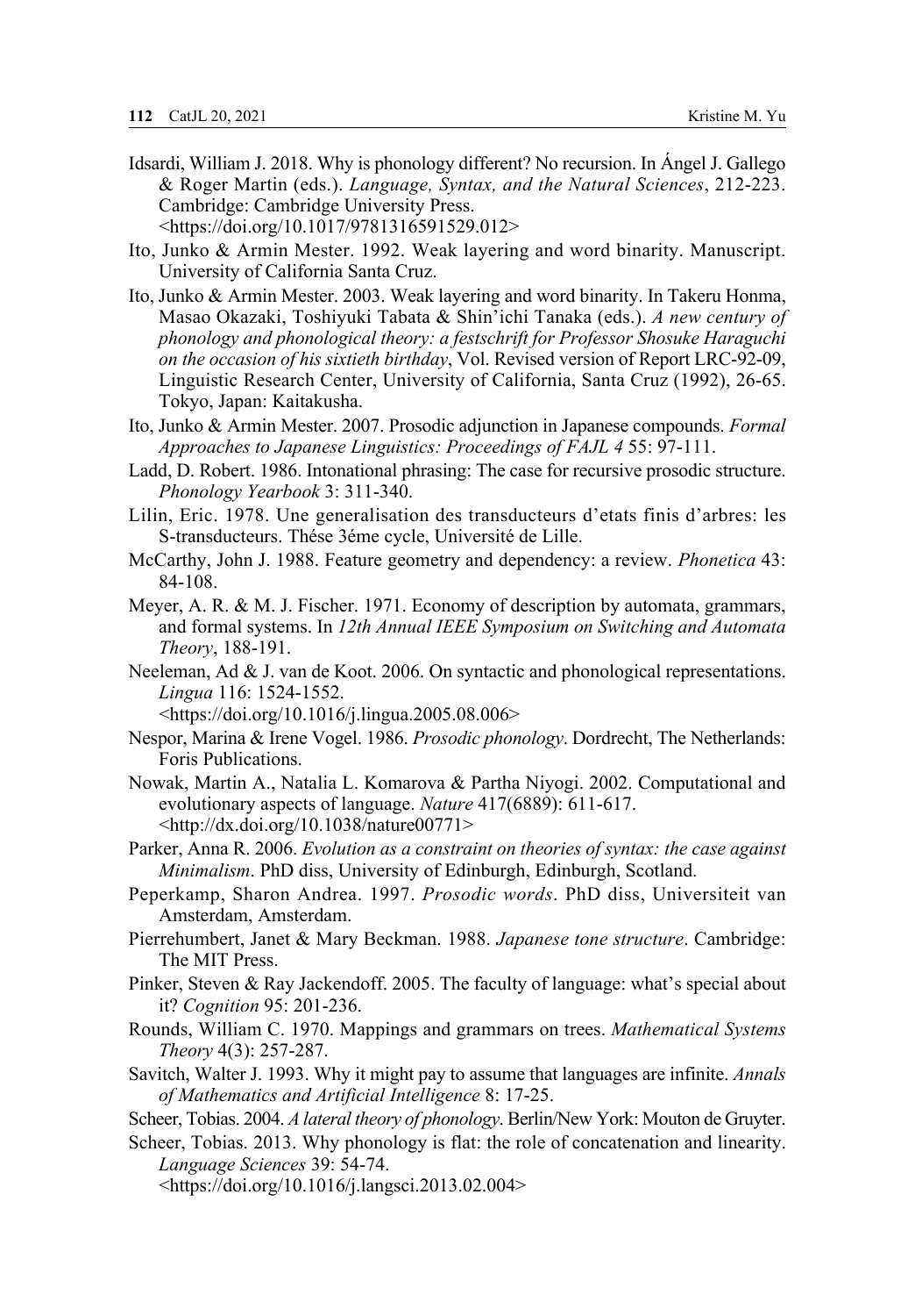Idsardi, William J. 2018. Why is phonology different? No recursion. In Ángel J. Gallego & Roger Martin (eds.). *Language, Syntax, and the Natural Sciences*, 212-223. Cambridge: Cambridge University Press. <https://doi.org/10.1017/9781316591529.012>

Ito, Junko & Armin Mester. 1992. Weak layering and word binarity. Manuscript. University of California Santa Cruz.

Ito, Junko & Armin Mester. 2003. Weak layering and word binarity. In Takeru Honma, Masao Okazaki, Toshiyuki Tabata & Shin'ichi Tanaka (eds.). *A new century of phonology and phonological theory: a festschrift for Professor Shosuke Haraguchi on the occasion of his sixtieth birthday*, Vol. Revised version of Report LRC-92-09, Linguistic Research Center, University of California, Santa Cruz (1992), 26-65. Tokyo, Japan: Kaitakusha.

Ito, Junko & Armin Mester. 2007. Prosodic adjunction in Japanese compounds. *Formal Approaches to Japanese Linguistics: Proceedings of FAJL 4* 55: 97-111.

Ladd, D. Robert. 1986. Intonational phrasing: The case for recursive prosodic structure. *Phonology Yearbook* 3: 311-340.

Lilin, Eric. 1978. Une generalisation des transducteurs d'etats finis d'arbres: les S-transducteurs. Thése 3éme cycle, Université de Lille.

McCarthy, John J. 1988. Feature geometry and dependency: a review. *Phonetica* 43: 84-108.

Meyer, A. R. & M. J. Fischer. 1971. Economy of description by automata, grammars, and formal systems. In *12th Annual IEEE Symposium on Switching and Automata Theory*, 188-191.

Neeleman, Ad & J. van de Koot. 2006. On syntactic and phonological representations. *Lingua* 116: 1524-1552. <https://doi.org/10.1016/j.lingua.2005.08.006>

Nespor, Marina & Irene Vogel. 1986. *Prosodic phonology*. Dordrecht, The Netherlands: Foris Publications.

Nowak, Martin A., Natalia L. Komarova & Partha Niyogi. 2002. Computational and evolutionary aspects of language. *Nature* 417(6889): 611-617. <http://dx.doi.org/10.1038/nature00771>

Parker, Anna R. 2006. *Evolution as a constraint on theories of syntax: the case against Minimalism*. PhD diss, University of Edinburgh, Edinburgh, Scotland.

Peperkamp, Sharon Andrea. 1997. *Prosodic words*. PhD diss, Universiteit van Amsterdam, Amsterdam.

Pierrehumbert, Janet & Mary Beckman. 1988. *Japanese tone structure*. Cambridge: The MIT Press.

Pinker, Steven & Ray Jackendoff. 2005. The faculty of language: what's special about it? *Cognition* 95: 201-236.

Rounds, William C. 1970. Mappings and grammars on trees. *Mathematical Systems Theory* 4(3): 257-287.

Savitch, Walter J. 1993. Why it might pay to assume that languages are infinite. *Annals of Mathematics and Artificial Intelligence* 8: 17-25.

Scheer, Tobias. 2004. *A lateral theory of phonology*. Berlin/New York: Mouton de Gruyter.

Scheer, Tobias. 2013. Why phonology is flat: the role of concatenation and linearity. *Language Sciences* 39: 54-74. <https://doi.org/10.1016/j.langsci.2013.02.004>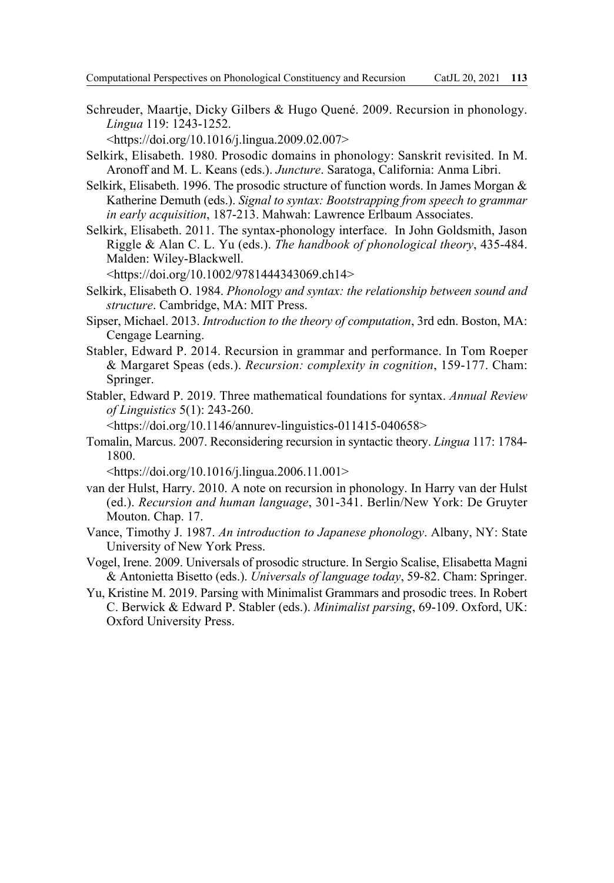Schreuder, Maartje, Dicky Gilbers & Hugo Quené. 2009. Recursion in phonology. *Lingua* 119: 1243-1252.
<https://doi.org/10.1016/j.lingua.2009.02.007>

Selkirk, Elisabeth. 1980. Prosodic domains in phonology: Sanskrit revisited. In M. Aronoff and M. L. Keans (eds.). *Juncture*. Saratoga, California: Anma Libri.

Selkirk, Elisabeth. 1996. The prosodic structure of function words. In James Morgan & Katherine Demuth (eds.). *Signal to syntax: Bootstrapping from speech to grammar in early acquisition*, 187-213. Mahwah: Lawrence Erlbaum Associates.

Selkirk, Elisabeth. 2011. The syntax-phonology interface. In John Goldsmith, Jason Riggle & Alan C. L. Yu (eds.). *The handbook of phonological theory*, 435-484. Malden: Wiley-Blackwell.
<https://doi.org/10.1002/9781444343069.ch14>

Selkirk, Elisabeth O. 1984. *Phonology and syntax: the relationship between sound and structure*. Cambridge, MA: MIT Press.

Sipser, Michael. 2013. *Introduction to the theory of computation*, 3rd edn. Boston, MA: Cengage Learning.

Stabler, Edward P. 2014. Recursion in grammar and performance. In Tom Roeper & Margaret Speas (eds.). *Recursion: complexity in cognition*, 159-177. Cham: Springer.

Stabler, Edward P. 2019. Three mathematical foundations for syntax. *Annual Review of Linguistics* 5(1): 243-260.
<https://doi.org/10.1146/annurev-linguistics-011415-040658>

Tomalin, Marcus. 2007. Reconsidering recursion in syntactic theory. *Lingua* 117: 1784-1800.
<https://doi.org/10.1016/j.lingua.2006.11.001>

van der Hulst, Harry. 2010. A note on recursion in phonology. In Harry van der Hulst (ed.). *Recursion and human language*, 301-341. Berlin/New York: De Gruyter Mouton. Chap. 17.

Vance, Timothy J. 1987. *An introduction to Japanese phonology*. Albany, NY: State University of New York Press.

Vogel, Irene. 2009. Universals of prosodic structure. In Sergio Scalise, Elisabetta Magni & Antonietta Bisetto (eds.). *Universals of language today*, 59-82. Cham: Springer.

Yu, Kristine M. 2019. Parsing with Minimalist Grammars and prosodic trees. In Robert C. Berwick & Edward P. Stabler (eds.). *Minimalist parsing*, 69-109. Oxford, UK: Oxford University Press.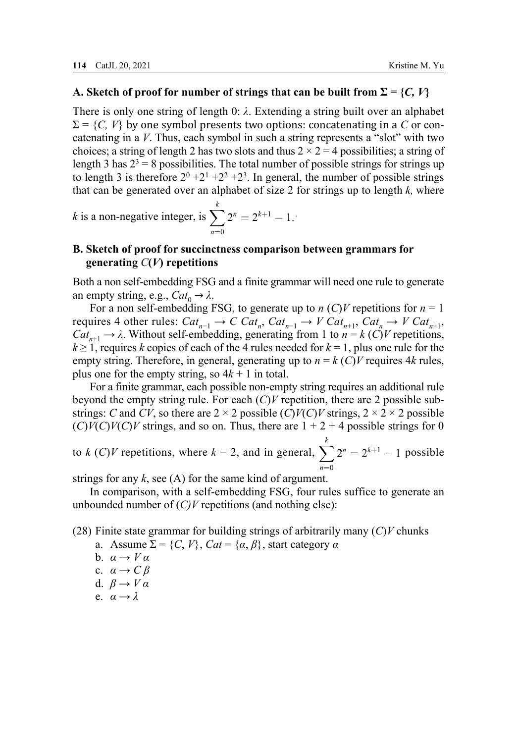### A. Sketch of proof for number of strings that can be built from $\Sigma = \{C, V\}$

There is only one string of length 0: $\lambda$. Extending a string built over an alphabet $\Sigma = \{C, V\}$ by one symbol presents two options: concatenating in a $C$ or concatenating in a $V$. Thus, each symbol in such a string represents a "slot" with two choices; a string of length 2 has two slots and thus $2 \times 2 = 4$ possibilities; a string of length 3 has $2^3 = 8$ possibilities. The total number of possible strings for strings up to length 3 is therefore $2^0 + 2^1 + 2^2 + 2^3$. In general, the number of possible strings that can be generated over an alphabet of size 2 for strings up to length $k$, where $k$ is a non-negative integer, is $\sum_{n=0}^{k} 2^n = 2^{k+1} - 1$.

### B. Sketch of proof for succinctness comparison between grammars for generating $C(V)$ repetitions

Both a non self-embedding FSG and a finite grammar will need one rule to generate an empty string, e.g., $Cat_0 \rightarrow \lambda$.

For a non self-embedding FSG, to generate up to $n$ $(C)V$ repetitions for $n = 1$ requires 4 other rules: $Cat_{n-1} \rightarrow C\ Cat_n$, $Cat_{n-1} \rightarrow V\ Cat_{n+1}$, $Cat_n \rightarrow V\ Cat_{n+1}$, $Cat_{n+1} \rightarrow \lambda$. Without self-embedding, generating from 1 to $n = k$ $(C)V$ repetitions, $k \geq 1$, requires $k$ copies of each of the 4 rules needed for $k = 1$, plus one rule for the empty string. Therefore, in general, generating up to $n = k$ $(C)V$ requires $4k$ rules, plus one for the empty string, so $4k + 1$ in total.

For a finite grammar, each possible non-empty string requires an additional rule beyond the empty string rule. For each $(C)V$ repetition, there are 2 possible substrings: $C$ and $CV$, so there are $2 \times 2$ possible $(C)V(C)V$ strings, $2 \times 2 \times 2$ possible $(C)V(C)V(C)V$ strings, and so on. Thus, there are $1 + 2 + 4$ possible strings for 0 to $k$ $(C)V$ repetitions, where $k = 2$, and in general, $\sum_{n=0}^{k} 2^n = 2^{k+1} - 1$ possible strings for any $k$, see (A) for the same kind of argument.

In comparison, with a self-embedding FSG, four rules suffice to generate an unbounded number of $(C)V$ repetitions (and nothing else):

(28) Finite state grammar for building strings of arbitrarily many $(C)V$ chunks

a. Assume $\Sigma = \{C, V\}$, $Cat = \{\alpha, \beta\}$, start category $\alpha$

b. $\alpha \rightarrow V\,\alpha$

c. $\alpha \rightarrow C\,\beta$

d. $\beta \rightarrow V\,\alpha$

e. $\alpha \rightarrow \lambda$